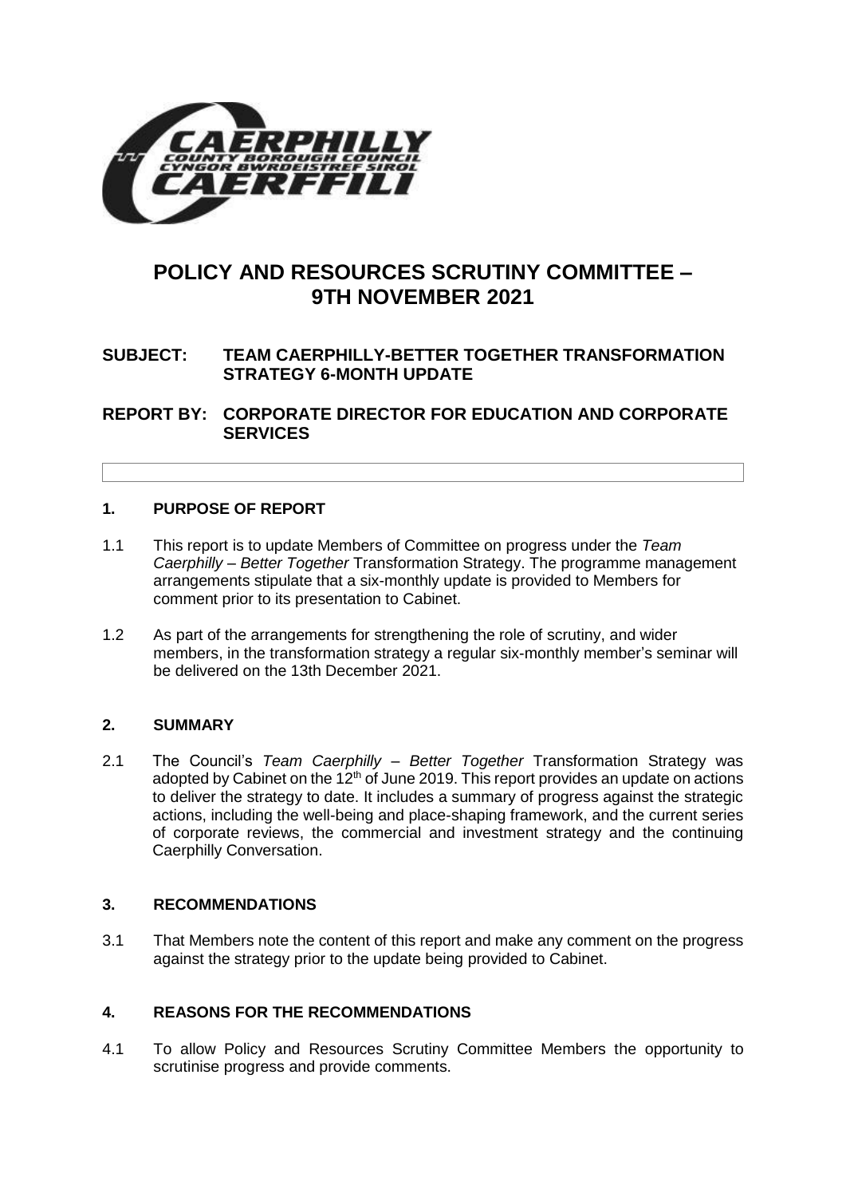# POLICY AND RESOURCES SCRUTINY COMMITTEE – 9TH NOVEMBER 2021

**SUBJECT: TEAM CAERPHILLY-BETTER TOGETHER TRANSFORMATION STRATEGY 6-MONTH UPDATE**

**REPORT BY: CORPORATE DIRECTOR FOR EDUCATION AND CORPORATE SERVICES**

## 1. PURPOSE OF REPORT

1.1 This report is to update Members of Committee on progress under the *Team Caerphilly – Better Together* Transformation Strategy. The programme management arrangements stipulate that a six-monthly update is provided to Members for comment prior to its presentation to Cabinet.

1.2 As part of the arrangements for strengthening the role of scrutiny, and wider members, in the transformation strategy a regular six-monthly member's seminar will be delivered on the 13th December 2021.

## 2. SUMMARY

2.1 The Council's *Team Caerphilly – Better Together* Transformation Strategy was adopted by Cabinet on the 12th of June 2019. This report provides an update on actions to deliver the strategy to date. It includes a summary of progress against the strategic actions, including the well-being and place-shaping framework, and the current series of corporate reviews, the commercial and investment strategy and the continuing Caerphilly Conversation.

## 3. RECOMMENDATIONS

3.1 That Members note the content of this report and make any comment on the progress against the strategy prior to the update being provided to Cabinet.

## 4. REASONS FOR THE RECOMMENDATIONS

4.1 To allow Policy and Resources Scrutiny Committee Members the opportunity to scrutinise progress and provide comments.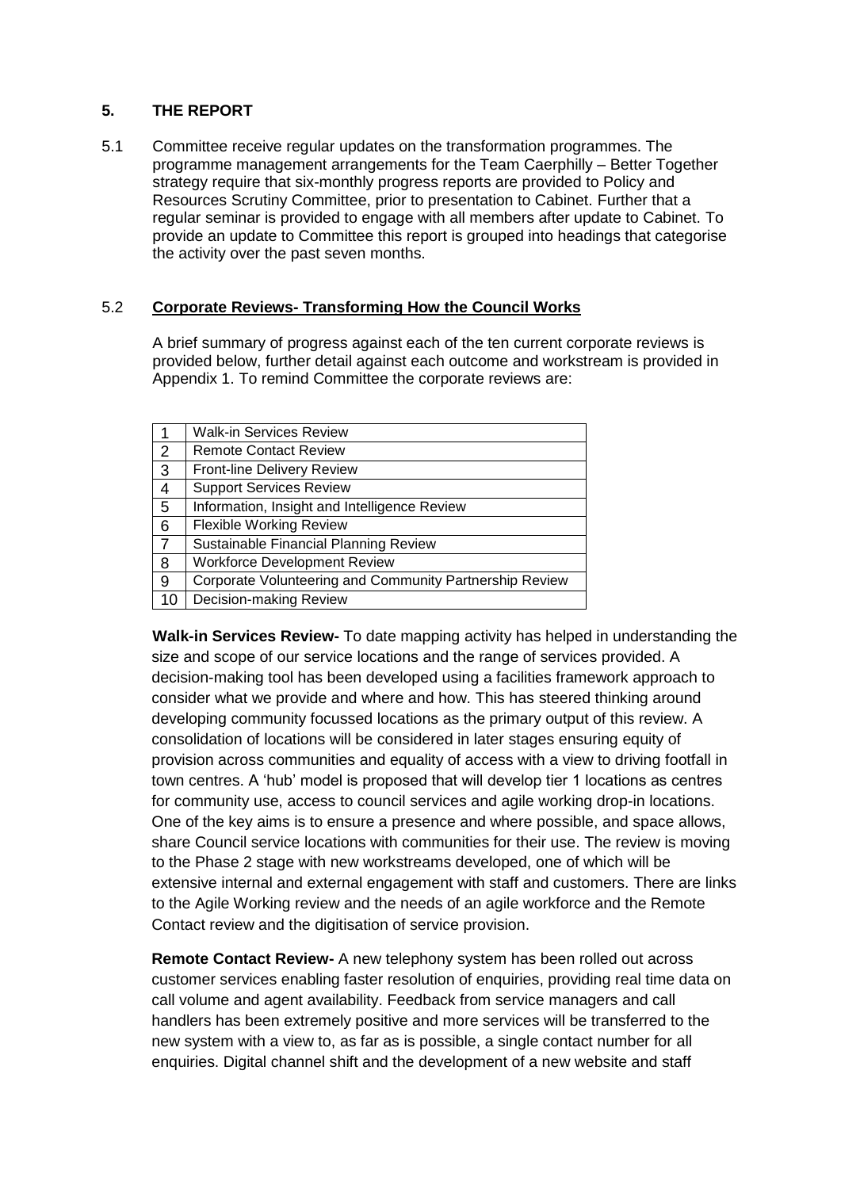## 5. THE REPORT

5.1 Committee receive regular updates on the transformation programmes. The programme management arrangements for the Team Caerphilly – Better Together strategy require that six-monthly progress reports are provided to Policy and Resources Scrutiny Committee, prior to presentation to Cabinet. Further that a regular seminar is provided to engage with all members after update to Cabinet. To provide an update to Committee this report is grouped into headings that categorise the activity over the past seven months.

### 5.2 Corporate Reviews- Transforming How the Council Works

A brief summary of progress against each of the ten current corporate reviews is provided below, further detail against each outcome and workstream is provided in Appendix 1. To remind Committee the corporate reviews are:

| | |
|---|---|
| 1 | Walk-in Services Review |
| 2 | Remote Contact Review |
| 3 | Front-line Delivery Review |
| 4 | Support Services Review |
| 5 | Information, Insight and Intelligence Review |
| 6 | Flexible Working Review |
| 7 | Sustainable Financial Planning Review |
| 8 | Workforce Development Review |
| 9 | Corporate Volunteering and Community Partnership Review |
| 10 | Decision-making Review |

**Walk-in Services Review-** To date mapping activity has helped in understanding the size and scope of our service locations and the range of services provided. A decision-making tool has been developed using a facilities framework approach to consider what we provide and where and how. This has steered thinking around developing community focussed locations as the primary output of this review. A consolidation of locations will be considered in later stages ensuring equity of provision across communities and equality of access with a view to driving footfall in town centres. A 'hub' model is proposed that will develop tier 1 locations as centres for community use, access to council services and agile working drop-in locations. One of the key aims is to ensure a presence and where possible, and space allows, share Council service locations with communities for their use. The review is moving to the Phase 2 stage with new workstreams developed, one of which will be extensive internal and external engagement with staff and customers. There are links to the Agile Working review and the needs of an agile workforce and the Remote Contact review and the digitisation of service provision.

**Remote Contact Review-** A new telephony system has been rolled out across customer services enabling faster resolution of enquiries, providing real time data on call volume and agent availability. Feedback from service managers and call handlers has been extremely positive and more services will be transferred to the new system with a view to, as far as is possible, a single contact number for all enquiries. Digital channel shift and the development of a new website and staff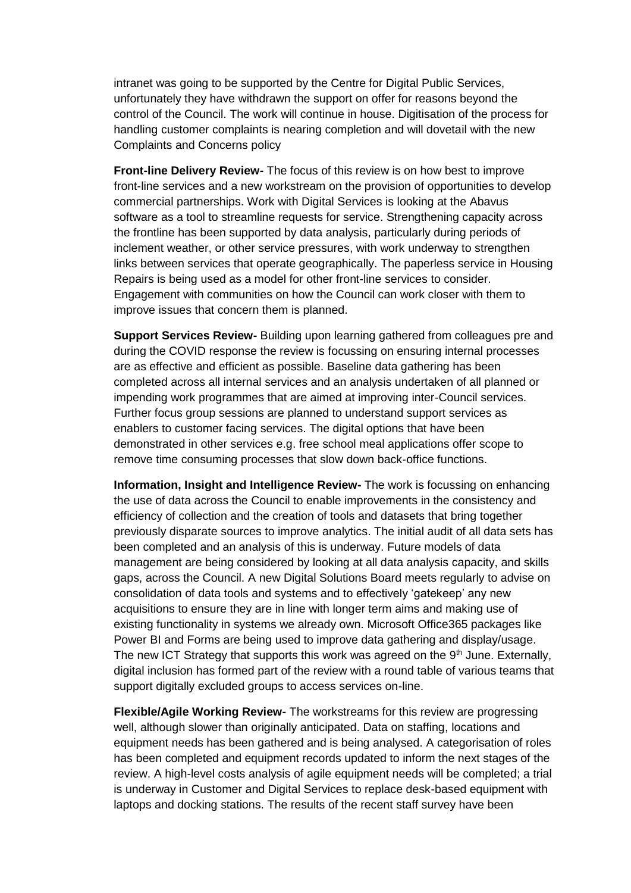intranet was going to be supported by the Centre for Digital Public Services, unfortunately they have withdrawn the support on offer for reasons beyond the control of the Council. The work will continue in house. Digitisation of the process for handling customer complaints is nearing completion and will dovetail with the new Complaints and Concerns policy

**Front-line Delivery Review-** The focus of this review is on how best to improve front-line services and a new workstream on the provision of opportunities to develop commercial partnerships. Work with Digital Services is looking at the Abavus software as a tool to streamline requests for service. Strengthening capacity across the frontline has been supported by data analysis, particularly during periods of inclement weather, or other service pressures, with work underway to strengthen links between services that operate geographically. The paperless service in Housing Repairs is being used as a model for other front-line services to consider. Engagement with communities on how the Council can work closer with them to improve issues that concern them is planned.

**Support Services Review-** Building upon learning gathered from colleagues pre and during the COVID response the review is focussing on ensuring internal processes are as effective and efficient as possible. Baseline data gathering has been completed across all internal services and an analysis undertaken of all planned or impending work programmes that are aimed at improving inter-Council services. Further focus group sessions are planned to understand support services as enablers to customer facing services. The digital options that have been demonstrated in other services e.g. free school meal applications offer scope to remove time consuming processes that slow down back-office functions.

**Information, Insight and Intelligence Review-** The work is focussing on enhancing the use of data across the Council to enable improvements in the consistency and efficiency of collection and the creation of tools and datasets that bring together previously disparate sources to improve analytics. The initial audit of all data sets has been completed and an analysis of this is underway. Future models of data management are being considered by looking at all data analysis capacity, and skills gaps, across the Council. A new Digital Solutions Board meets regularly to advise on consolidation of data tools and systems and to effectively 'gatekeep' any new acquisitions to ensure they are in line with longer term aims and making use of existing functionality in systems we already own. Microsoft Office365 packages like Power BI and Forms are being used to improve data gathering and display/usage. The new ICT Strategy that supports this work was agreed on the 9th June. Externally, digital inclusion has formed part of the review with a round table of various teams that support digitally excluded groups to access services on-line.

**Flexible/Agile Working Review-** The workstreams for this review are progressing well, although slower than originally anticipated. Data on staffing, locations and equipment needs has been gathered and is being analysed. A categorisation of roles has been completed and equipment records updated to inform the next stages of the review. A high-level costs analysis of agile equipment needs will be completed; a trial is underway in Customer and Digital Services to replace desk-based equipment with laptops and docking stations. The results of the recent staff survey have been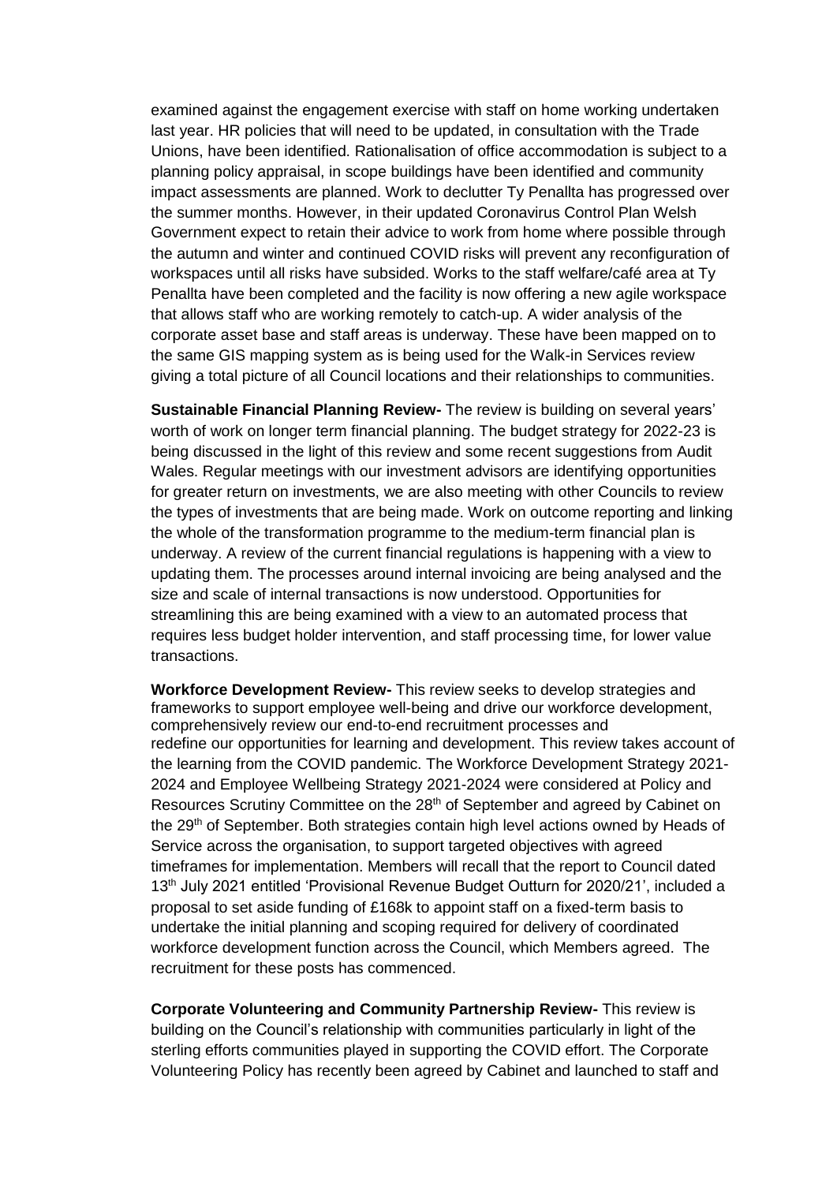examined against the engagement exercise with staff on home working undertaken last year. HR policies that will need to be updated, in consultation with the Trade Unions, have been identified. Rationalisation of office accommodation is subject to a planning policy appraisal, in scope buildings have been identified and community impact assessments are planned. Work to declutter Ty Penallta has progressed over the summer months. However, in their updated Coronavirus Control Plan Welsh Government expect to retain their advice to work from home where possible through the autumn and winter and continued COVID risks will prevent any reconfiguration of workspaces until all risks have subsided. Works to the staff welfare/café area at Ty Penallta have been completed and the facility is now offering a new agile workspace that allows staff who are working remotely to catch-up. A wider analysis of the corporate asset base and staff areas is underway. These have been mapped on to the same GIS mapping system as is being used for the Walk-in Services review giving a total picture of all Council locations and their relationships to communities.

**Sustainable Financial Planning Review-** The review is building on several years' worth of work on longer term financial planning. The budget strategy for 2022-23 is being discussed in the light of this review and some recent suggestions from Audit Wales. Regular meetings with our investment advisors are identifying opportunities for greater return on investments, we are also meeting with other Councils to review the types of investments that are being made. Work on outcome reporting and linking the whole of the transformation programme to the medium-term financial plan is underway. A review of the current financial regulations is happening with a view to updating them. The processes around internal invoicing are being analysed and the size and scale of internal transactions is now understood. Opportunities for streamlining this are being examined with a view to an automated process that requires less budget holder intervention, and staff processing time, for lower value transactions.

**Workforce Development Review-** This review seeks to develop strategies and frameworks to support employee well-being and drive our workforce development, comprehensively review our end-to-end recruitment processes and redefine our opportunities for learning and development. This review takes account of the learning from the COVID pandemic. The Workforce Development Strategy 2021-2024 and Employee Wellbeing Strategy 2021-2024 were considered at Policy and Resources Scrutiny Committee on the 28th of September and agreed by Cabinet on the 29th of September. Both strategies contain high level actions owned by Heads of Service across the organisation, to support targeted objectives with agreed timeframes for implementation. Members will recall that the report to Council dated 13th July 2021 entitled 'Provisional Revenue Budget Outturn for 2020/21', included a proposal to set aside funding of £168k to appoint staff on a fixed-term basis to undertake the initial planning and scoping required for delivery of coordinated workforce development function across the Council, which Members agreed. The recruitment for these posts has commenced.

**Corporate Volunteering and Community Partnership Review-** This review is building on the Council's relationship with communities particularly in light of the sterling efforts communities played in supporting the COVID effort. The Corporate Volunteering Policy has recently been agreed by Cabinet and launched to staff and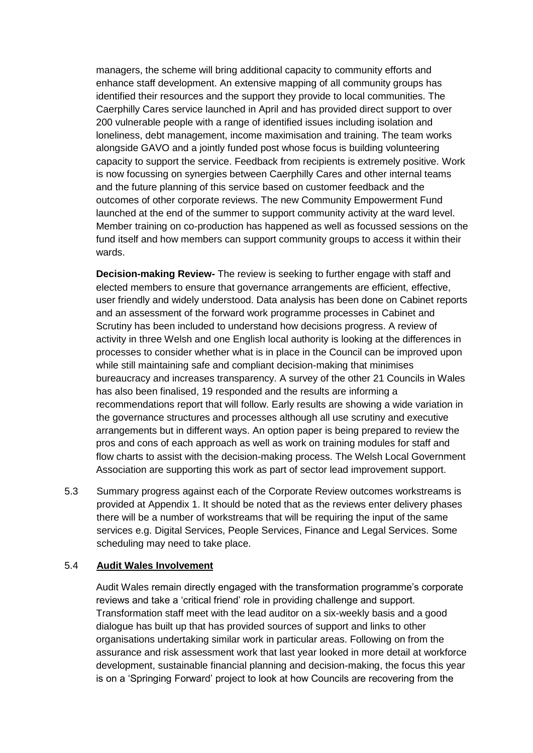managers, the scheme will bring additional capacity to community efforts and enhance staff development. An extensive mapping of all community groups has identified their resources and the support they provide to local communities. The Caerphilly Cares service launched in April and has provided direct support to over 200 vulnerable people with a range of identified issues including isolation and loneliness, debt management, income maximisation and training. The team works alongside GAVO and a jointly funded post whose focus is building volunteering capacity to support the service. Feedback from recipients is extremely positive. Work is now focussing on synergies between Caerphilly Cares and other internal teams and the future planning of this service based on customer feedback and the outcomes of other corporate reviews. The new Community Empowerment Fund launched at the end of the summer to support community activity at the ward level. Member training on co-production has happened as well as focussed sessions on the fund itself and how members can support community groups to access it within their wards.

**Decision-making Review-** The review is seeking to further engage with staff and elected members to ensure that governance arrangements are efficient, effective, user friendly and widely understood. Data analysis has been done on Cabinet reports and an assessment of the forward work programme processes in Cabinet and Scrutiny has been included to understand how decisions progress. A review of activity in three Welsh and one English local authority is looking at the differences in processes to consider whether what is in place in the Council can be improved upon while still maintaining safe and compliant decision-making that minimises bureaucracy and increases transparency. A survey of the other 21 Councils in Wales has also been finalised, 19 responded and the results are informing a recommendations report that will follow. Early results are showing a wide variation in the governance structures and processes although all use scrutiny and executive arrangements but in different ways. An option paper is being prepared to review the pros and cons of each approach as well as work on training modules for staff and flow charts to assist with the decision-making process. The Welsh Local Government Association are supporting this work as part of sector lead improvement support.

5.3 Summary progress against each of the Corporate Review outcomes workstreams is provided at Appendix 1. It should be noted that as the reviews enter delivery phases there will be a number of workstreams that will be requiring the input of the same services e.g. Digital Services, People Services, Finance and Legal Services. Some scheduling may need to take place.

5.4 **Audit Wales Involvement**

Audit Wales remain directly engaged with the transformation programme's corporate reviews and take a 'critical friend' role in providing challenge and support. Transformation staff meet with the lead auditor on a six-weekly basis and a good dialogue has built up that has provided sources of support and links to other organisations undertaking similar work in particular areas. Following on from the assurance and risk assessment work that last year looked in more detail at workforce development, sustainable financial planning and decision-making, the focus this year is on a 'Springing Forward' project to look at how Councils are recovering from the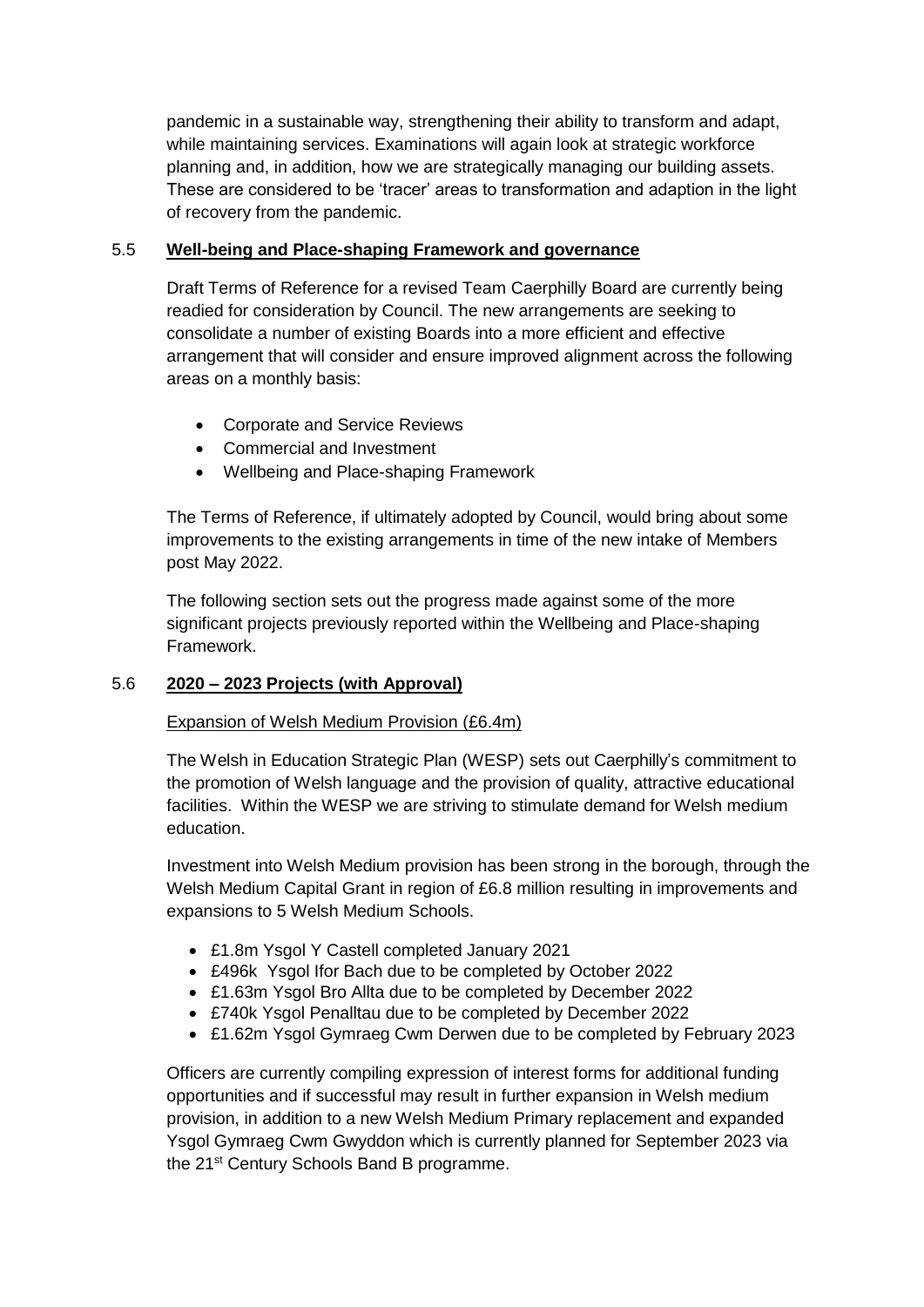pandemic in a sustainable way, strengthening their ability to transform and adapt, while maintaining services. Examinations will again look at strategic workforce planning and, in addition, how we are strategically managing our building assets. These are considered to be 'tracer' areas to transformation and adaption in the light of recovery from the pandemic.

### 5.5 Well-being and Place-shaping Framework and governance

Draft Terms of Reference for a revised Team Caerphilly Board are currently being readied for consideration by Council. The new arrangements are seeking to consolidate a number of existing Boards into a more efficient and effective arrangement that will consider and ensure improved alignment across the following areas on a monthly basis:

- Corporate and Service Reviews
- Commercial and Investment
- Wellbeing and Place-shaping Framework

The Terms of Reference, if ultimately adopted by Council, would bring about some improvements to the existing arrangements in time of the new intake of Members post May 2022.

The following section sets out the progress made against some of the more significant projects previously reported within the Wellbeing and Place-shaping Framework.

### 5.6 2020 – 2023 Projects (with Approval)

Expansion of Welsh Medium Provision (£6.4m)

The Welsh in Education Strategic Plan (WESP) sets out Caerphilly's commitment to the promotion of Welsh language and the provision of quality, attractive educational facilities. Within the WESP we are striving to stimulate demand for Welsh medium education.

Investment into Welsh Medium provision has been strong in the borough, through the Welsh Medium Capital Grant in region of £6.8 million resulting in improvements and expansions to 5 Welsh Medium Schools.

- £1.8m Ysgol Y Castell completed January 2021
- £496k Ysgol Ifor Bach due to be completed by October 2022
- £1.63m Ysgol Bro Allta due to be completed by December 2022
- £740k Ysgol Penalltau due to be completed by December 2022
- £1.62m Ysgol Gymraeg Cwm Derwen due to be completed by February 2023

Officers are currently compiling expression of interest forms for additional funding opportunities and if successful may result in further expansion in Welsh medium provision, in addition to a new Welsh Medium Primary replacement and expanded Ysgol Gymraeg Cwm Gwyddon which is currently planned for September 2023 via the 21st Century Schools Band B programme.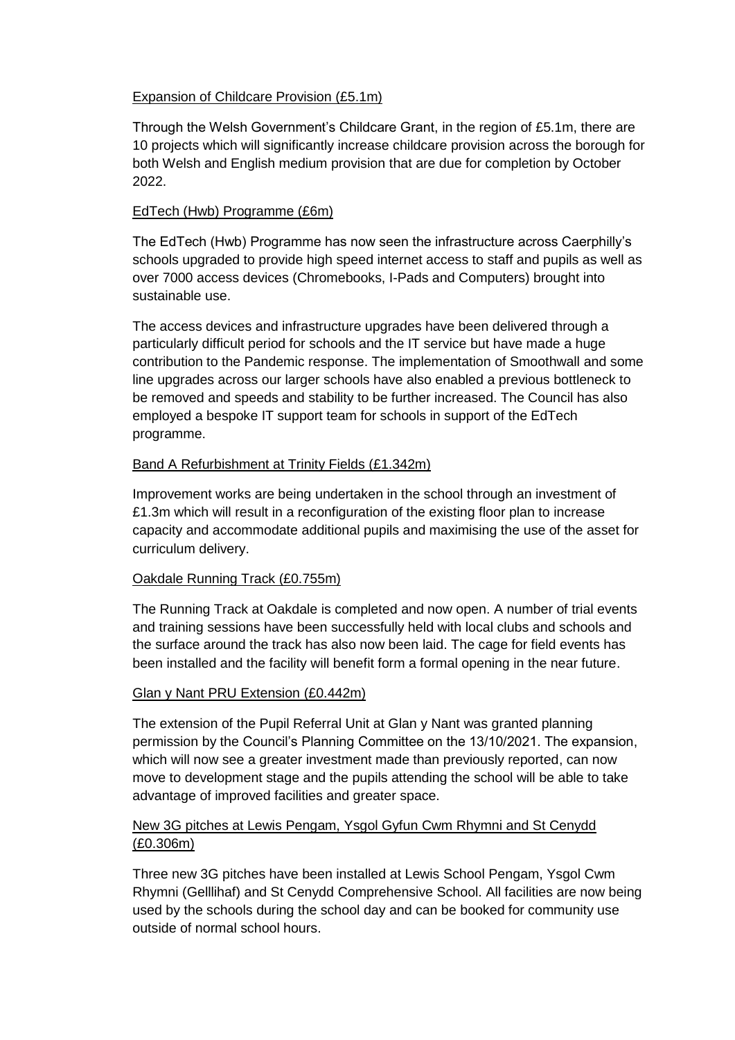Expansion of Childcare Provision (£5.1m)

Through the Welsh Government's Childcare Grant, in the region of £5.1m, there are 10 projects which will significantly increase childcare provision across the borough for both Welsh and English medium provision that are due for completion by October 2022.

EdTech (Hwb) Programme (£6m)

The EdTech (Hwb) Programme has now seen the infrastructure across Caerphilly's schools upgraded to provide high speed internet access to staff and pupils as well as over 7000 access devices (Chromebooks, I-Pads and Computers) brought into sustainable use.

The access devices and infrastructure upgrades have been delivered through a particularly difficult period for schools and the IT service but have made a huge contribution to the Pandemic response. The implementation of Smoothwall and some line upgrades across our larger schools have also enabled a previous bottleneck to be removed and speeds and stability to be further increased. The Council has also employed a bespoke IT support team for schools in support of the EdTech programme.

Band A Refurbishment at Trinity Fields (£1.342m)

Improvement works are being undertaken in the school through an investment of £1.3m which will result in a reconfiguration of the existing floor plan to increase capacity and accommodate additional pupils and maximising the use of the asset for curriculum delivery.

Oakdale Running Track (£0.755m)

The Running Track at Oakdale is completed and now open. A number of trial events and training sessions have been successfully held with local clubs and schools and the surface around the track has also now been laid. The cage for field events has been installed and the facility will benefit form a formal opening in the near future.

Glan y Nant PRU Extension (£0.442m)

The extension of the Pupil Referral Unit at Glan y Nant was granted planning permission by the Council's Planning Committee on the 13/10/2021. The expansion, which will now see a greater investment made than previously reported, can now move to development stage and the pupils attending the school will be able to take advantage of improved facilities and greater space.

New 3G pitches at Lewis Pengam, Ysgol Gyfun Cwm Rhymni and St Cenydd (£0.306m)

Three new 3G pitches have been installed at Lewis School Pengam, Ysgol Cwm Rhymni (Gelllihaf) and St Cenydd Comprehensive School. All facilities are now being used by the schools during the school day and can be booked for community use outside of normal school hours.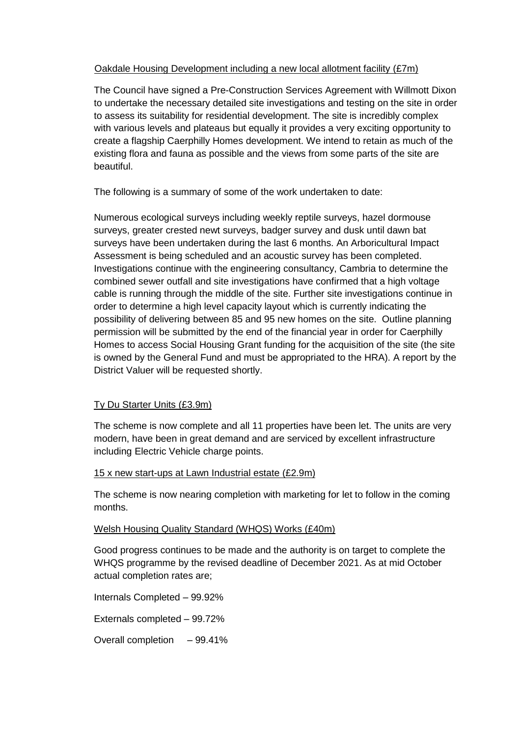Oakdale Housing Development including a new local allotment facility (£7m)

The Council have signed a Pre-Construction Services Agreement with Willmott Dixon to undertake the necessary detailed site investigations and testing on the site in order to assess its suitability for residential development. The site is incredibly complex with various levels and plateaus but equally it provides a very exciting opportunity to create a flagship Caerphilly Homes development. We intend to retain as much of the existing flora and fauna as possible and the views from some parts of the site are beautiful.

The following is a summary of some of the work undertaken to date:

Numerous ecological surveys including weekly reptile surveys, hazel dormouse surveys, greater crested newt surveys, badger survey and dusk until dawn bat surveys have been undertaken during the last 6 months. An Arboricultural Impact Assessment is being scheduled and an acoustic survey has been completed. Investigations continue with the engineering consultancy, Cambria to determine the combined sewer outfall and site investigations have confirmed that a high voltage cable is running through the middle of the site. Further site investigations continue in order to determine a high level capacity layout which is currently indicating the possibility of delivering between 85 and 95 new homes on the site. Outline planning permission will be submitted by the end of the financial year in order for Caerphilly Homes to access Social Housing Grant funding for the acquisition of the site (the site is owned by the General Fund and must be appropriated to the HRA). A report by the District Valuer will be requested shortly.

Ty Du Starter Units (£3.9m)

The scheme is now complete and all 11 properties have been let. The units are very modern, have been in great demand and are serviced by excellent infrastructure including Electric Vehicle charge points.

15 x new start-ups at Lawn Industrial estate (£2.9m)

The scheme is now nearing completion with marketing for let to follow in the coming months.

Welsh Housing Quality Standard (WHQS) Works (£40m)

Good progress continues to be made and the authority is on target to complete the WHQS programme by the revised deadline of December 2021. As at mid October actual completion rates are;

Internals Completed – 99.92%

Externals completed – 99.72%

Overall completion – 99.41%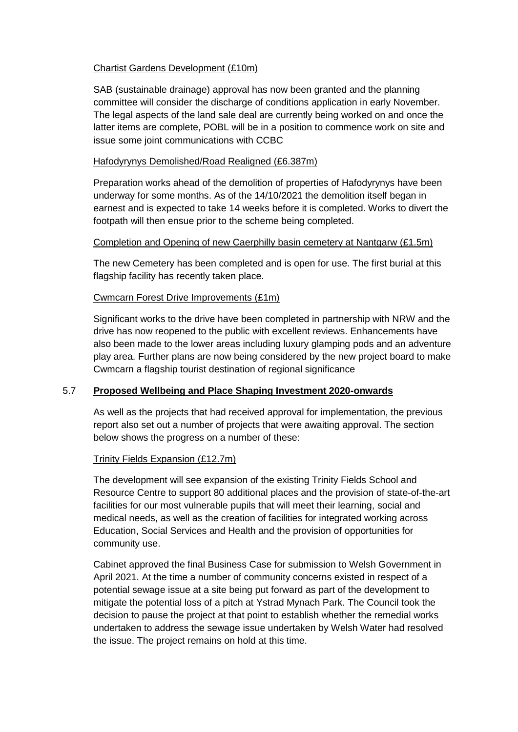Chartist Gardens Development (£10m)

SAB (sustainable drainage) approval has now been granted and the planning committee will consider the discharge of conditions application in early November. The legal aspects of the land sale deal are currently being worked on and once the latter items are complete, POBL will be in a position to commence work on site and issue some joint communications with CCBC

Hafodyrynys Demolished/Road Realigned (£6.387m)

Preparation works ahead of the demolition of properties of Hafodyrynys have been underway for some months. As of the 14/10/2021 the demolition itself began in earnest and is expected to take 14 weeks before it is completed. Works to divert the footpath will then ensue prior to the scheme being completed.

Completion and Opening of new Caerphilly basin cemetery at Nantgarw (£1.5m)

The new Cemetery has been completed and is open for use. The first burial at this flagship facility has recently taken place.

Cwmcarn Forest Drive Improvements (£1m)

Significant works to the drive have been completed in partnership with NRW and the drive has now reopened to the public with excellent reviews. Enhancements have also been made to the lower areas including luxury glamping pods and an adventure play area. Further plans are now being considered by the new project board to make Cwmcarn a flagship tourist destination of regional significance

## 5.7 **Proposed Wellbeing and Place Shaping Investment 2020-onwards**

As well as the projects that had received approval for implementation, the previous report also set out a number of projects that were awaiting approval. The section below shows the progress on a number of these:

Trinity Fields Expansion (£12.7m)

The development will see expansion of the existing Trinity Fields School and Resource Centre to support 80 additional places and the provision of state-of-the-art facilities for our most vulnerable pupils that will meet their learning, social and medical needs, as well as the creation of facilities for integrated working across Education, Social Services and Health and the provision of opportunities for community use.

Cabinet approved the final Business Case for submission to Welsh Government in April 2021. At the time a number of community concerns existed in respect of a potential sewage issue at a site being put forward as part of the development to mitigate the potential loss of a pitch at Ystrad Mynach Park. The Council took the decision to pause the project at that point to establish whether the remedial works undertaken to address the sewage issue undertaken by Welsh Water had resolved the issue. The project remains on hold at this time.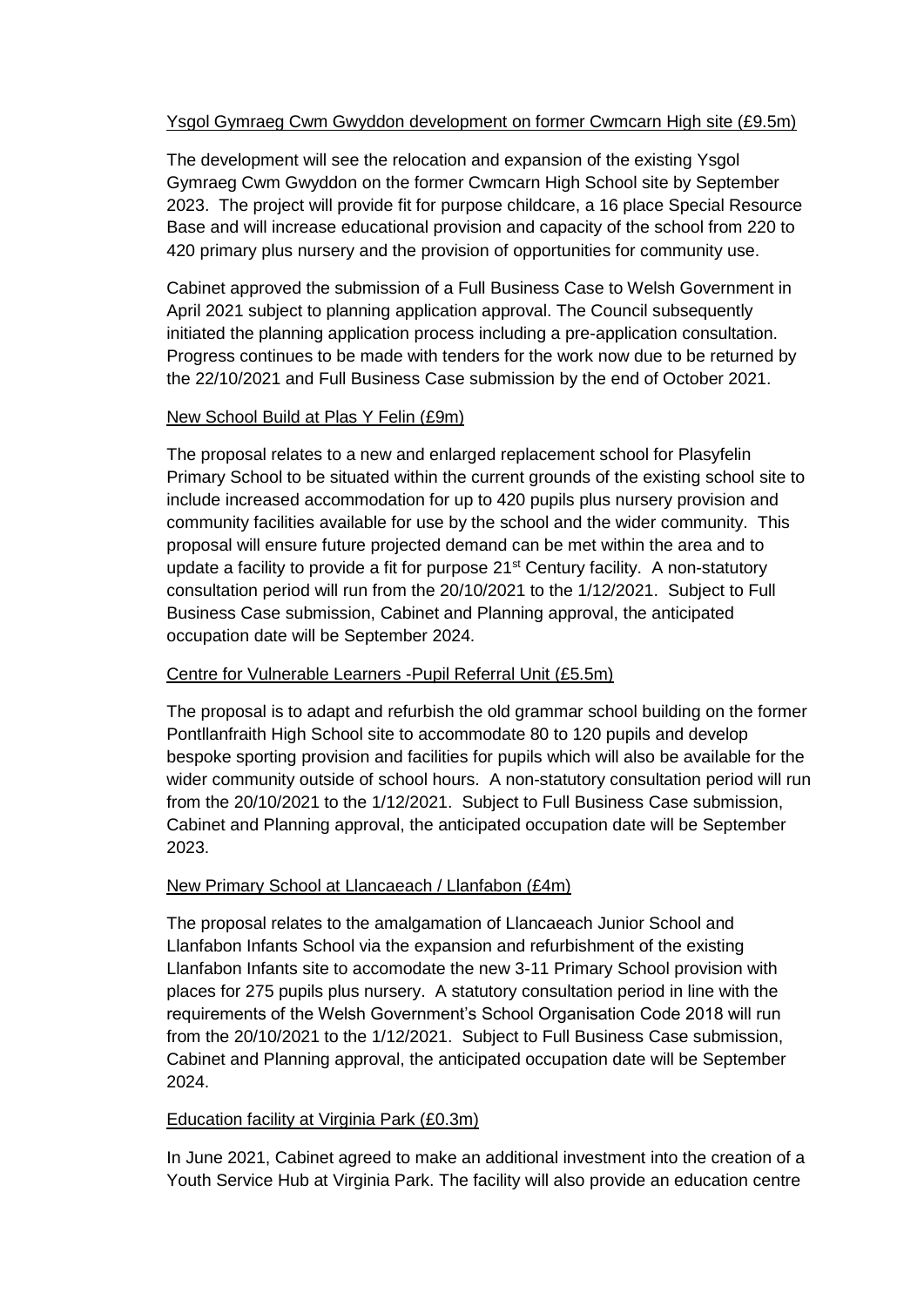Ysgol Gymraeg Cwm Gwyddon development on former Cwmcarn High site (£9.5m)

The development will see the relocation and expansion of the existing Ysgol Gymraeg Cwm Gwyddon on the former Cwmcarn High School site by September 2023. The project will provide fit for purpose childcare, a 16 place Special Resource Base and will increase educational provision and capacity of the school from 220 to 420 primary plus nursery and the provision of opportunities for community use.

Cabinet approved the submission of a Full Business Case to Welsh Government in April 2021 subject to planning application approval. The Council subsequently initiated the planning application process including a pre-application consultation. Progress continues to be made with tenders for the work now due to be returned by the 22/10/2021 and Full Business Case submission by the end of October 2021.

New School Build at Plas Y Felin (£9m)

The proposal relates to a new and enlarged replacement school for Plasyfelin Primary School to be situated within the current grounds of the existing school site to include increased accommodation for up to 420 pupils plus nursery provision and community facilities available for use by the school and the wider community. This proposal will ensure future projected demand can be met within the area and to update a facility to provide a fit for purpose 21st Century facility. A non-statutory consultation period will run from the 20/10/2021 to the 1/12/2021. Subject to Full Business Case submission, Cabinet and Planning approval, the anticipated occupation date will be September 2024.

Centre for Vulnerable Learners -Pupil Referral Unit (£5.5m)

The proposal is to adapt and refurbish the old grammar school building on the former Pontllanfraith High School site to accommodate 80 to 120 pupils and develop bespoke sporting provision and facilities for pupils which will also be available for the wider community outside of school hours. A non-statutory consultation period will run from the 20/10/2021 to the 1/12/2021. Subject to Full Business Case submission, Cabinet and Planning approval, the anticipated occupation date will be September 2023.

New Primary School at Llancaeach / Llanfabon (£4m)

The proposal relates to the amalgamation of Llancaeach Junior School and Llanfabon Infants School via the expansion and refurbishment of the existing Llanfabon Infants site to accomodate the new 3-11 Primary School provision with places for 275 pupils plus nursery. A statutory consultation period in line with the requirements of the Welsh Government's School Organisation Code 2018 will run from the 20/10/2021 to the 1/12/2021. Subject to Full Business Case submission, Cabinet and Planning approval, the anticipated occupation date will be September 2024.

Education facility at Virginia Park (£0.3m)

In June 2021, Cabinet agreed to make an additional investment into the creation of a Youth Service Hub at Virginia Park. The facility will also provide an education centre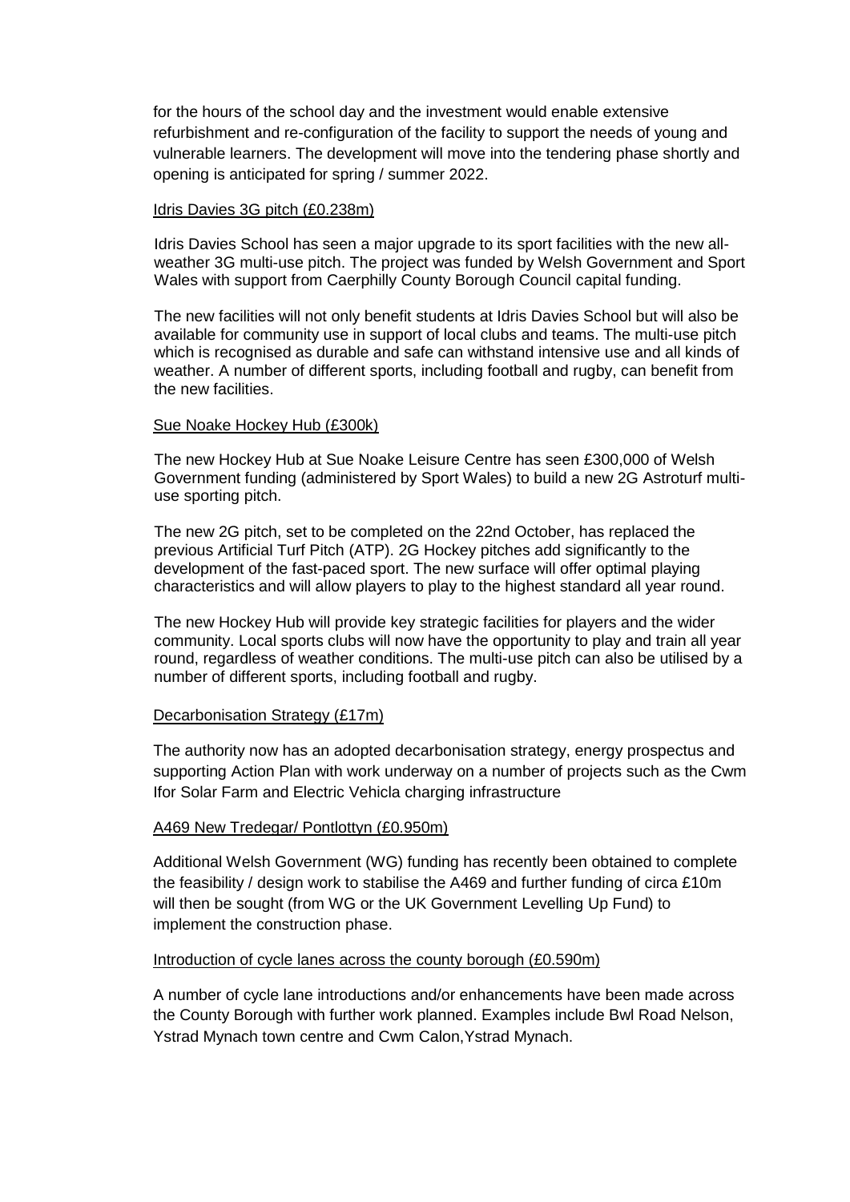for the hours of the school day and the investment would enable extensive refurbishment and re-configuration of the facility to support the needs of young and vulnerable learners. The development will move into the tendering phase shortly and opening is anticipated for spring / summer 2022.

Idris Davies 3G pitch (£0.238m)

Idris Davies School has seen a major upgrade to its sport facilities with the new all-weather 3G multi-use pitch. The project was funded by Welsh Government and Sport Wales with support from Caerphilly County Borough Council capital funding.

The new facilities will not only benefit students at Idris Davies School but will also be available for community use in support of local clubs and teams. The multi-use pitch which is recognised as durable and safe can withstand intensive use and all kinds of weather. A number of different sports, including football and rugby, can benefit from the new facilities.

Sue Noake Hockey Hub (£300k)

The new Hockey Hub at Sue Noake Leisure Centre has seen £300,000 of Welsh Government funding (administered by Sport Wales) to build a new 2G Astroturf multi-use sporting pitch.

The new 2G pitch, set to be completed on the 22nd October, has replaced the previous Artificial Turf Pitch (ATP). 2G Hockey pitches add significantly to the development of the fast-paced sport. The new surface will offer optimal playing characteristics and will allow players to play to the highest standard all year round.

The new Hockey Hub will provide key strategic facilities for players and the wider community. Local sports clubs will now have the opportunity to play and train all year round, regardless of weather conditions. The multi-use pitch can also be utilised by a number of different sports, including football and rugby.

Decarbonisation Strategy (£17m)

The authority now has an adopted decarbonisation strategy, energy prospectus and supporting Action Plan with work underway on a number of projects such as the Cwm Ifor Solar Farm and Electric Vehicla charging infrastructure

A469 New Tredegar/ Pontlottyn (£0.950m)

Additional Welsh Government (WG) funding has recently been obtained to complete the feasibility / design work to stabilise the A469 and further funding of circa £10m will then be sought (from WG or the UK Government Levelling Up Fund) to implement the construction phase.

Introduction of cycle lanes across the county borough (£0.590m)

A number of cycle lane introductions and/or enhancements have been made across the County Borough with further work planned. Examples include Bwl Road Nelson, Ystrad Mynach town centre and Cwm Calon,Ystrad Mynach.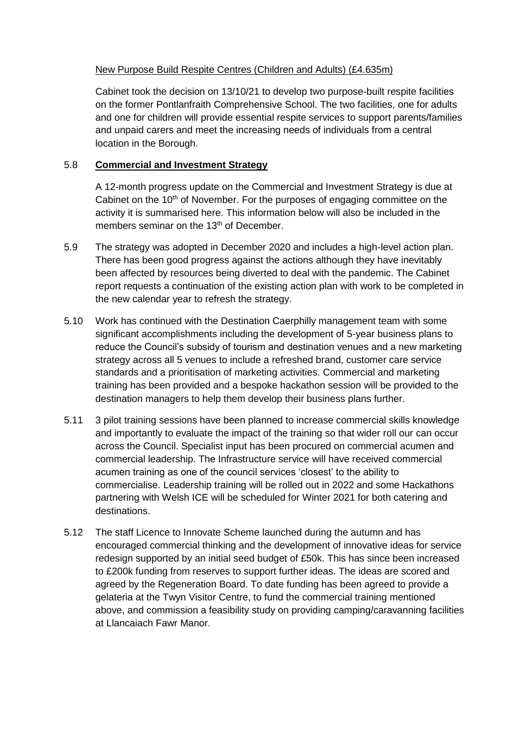New Purpose Build Respite Centres (Children and Adults) (£4.635m)

Cabinet took the decision on 13/10/21 to develop two purpose-built respite facilities on the former Pontlanfraith Comprehensive School. The two facilities, one for adults and one for children will provide essential respite services to support parents/families and unpaid carers and meet the increasing needs of individuals from a central location in the Borough.

5.8 **Commercial and Investment Strategy**

A 12-month progress update on the Commercial and Investment Strategy is due at Cabinet on the 10th of November. For the purposes of engaging committee on the activity it is summarised here. This information below will also be included in the members seminar on the 13th of December.

5.9 The strategy was adopted in December 2020 and includes a high-level action plan. There has been good progress against the actions although they have inevitably been affected by resources being diverted to deal with the pandemic. The Cabinet report requests a continuation of the existing action plan with work to be completed in the new calendar year to refresh the strategy.

5.10 Work has continued with the Destination Caerphilly management team with some significant accomplishments including the development of 5-year business plans to reduce the Council's subsidy of tourism and destination venues and a new marketing strategy across all 5 venues to include a refreshed brand, customer care service standards and a prioritisation of marketing activities. Commercial and marketing training has been provided and a bespoke hackathon session will be provided to the destination managers to help them develop their business plans further.

5.11 3 pilot training sessions have been planned to increase commercial skills knowledge and importantly to evaluate the impact of the training so that wider roll our can occur across the Council. Specialist input has been procured on commercial acumen and commercial leadership. The Infrastructure service will have received commercial acumen training as one of the council services 'closest' to the ability to commercialise. Leadership training will be rolled out in 2022 and some Hackathons partnering with Welsh ICE will be scheduled for Winter 2021 for both catering and destinations.

5.12 The staff Licence to Innovate Scheme launched during the autumn and has encouraged commercial thinking and the development of innovative ideas for service redesign supported by an initial seed budget of £50k. This has since been increased to £200k funding from reserves to support further ideas. The ideas are scored and agreed by the Regeneration Board. To date funding has been agreed to provide a gelateria at the Twyn Visitor Centre, to fund the commercial training mentioned above, and commission a feasibility study on providing camping/caravanning facilities at Llancaiach Fawr Manor.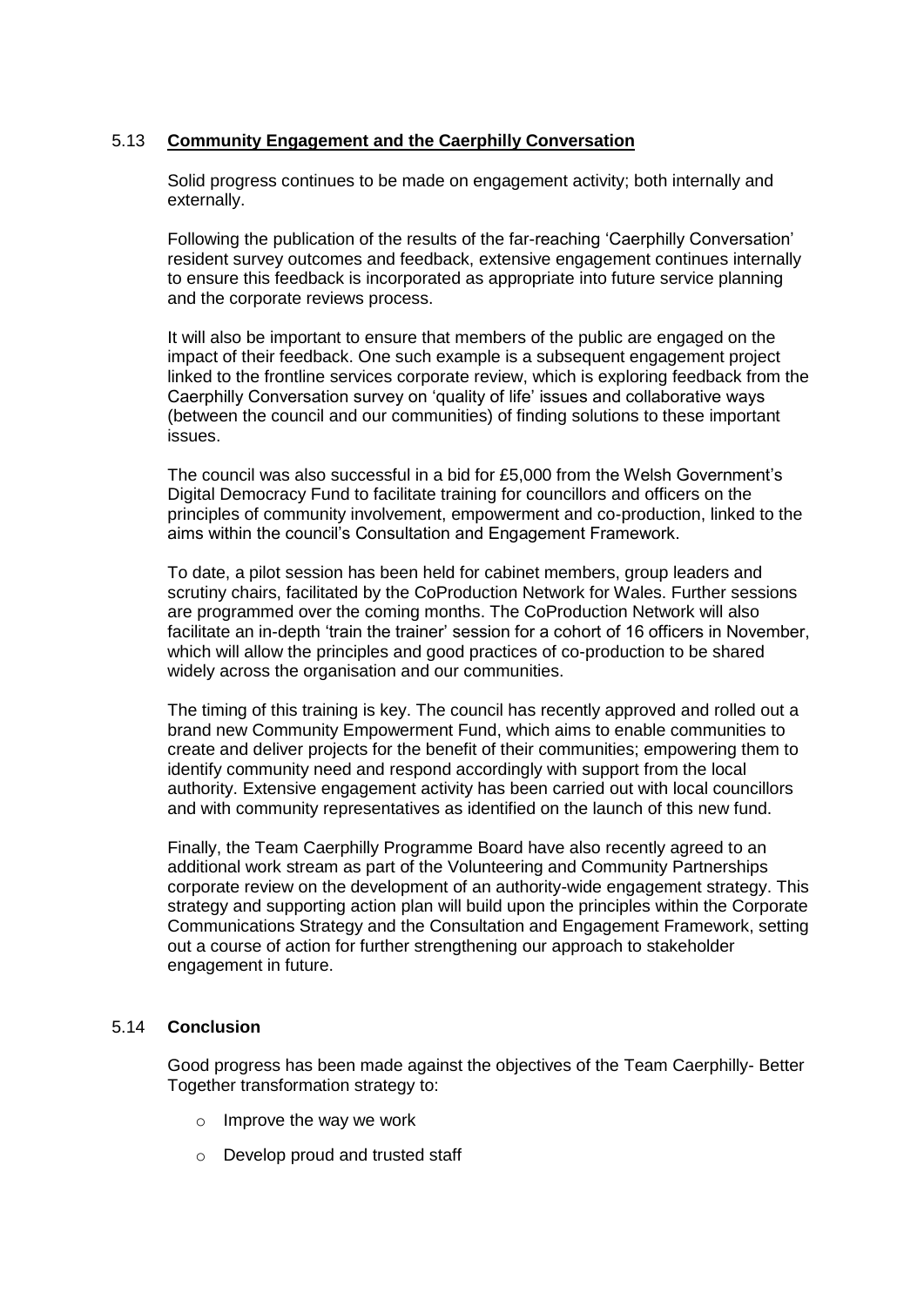### 5.13 **Community Engagement and the Caerphilly Conversation**

Solid progress continues to be made on engagement activity; both internally and externally.

Following the publication of the results of the far-reaching 'Caerphilly Conversation' resident survey outcomes and feedback, extensive engagement continues internally to ensure this feedback is incorporated as appropriate into future service planning and the corporate reviews process.

It will also be important to ensure that members of the public are engaged on the impact of their feedback. One such example is a subsequent engagement project linked to the frontline services corporate review, which is exploring feedback from the Caerphilly Conversation survey on 'quality of life' issues and collaborative ways (between the council and our communities) of finding solutions to these important issues.

The council was also successful in a bid for £5,000 from the Welsh Government's Digital Democracy Fund to facilitate training for councillors and officers on the principles of community involvement, empowerment and co-production, linked to the aims within the council's Consultation and Engagement Framework.

To date, a pilot session has been held for cabinet members, group leaders and scrutiny chairs, facilitated by the CoProduction Network for Wales. Further sessions are programmed over the coming months. The CoProduction Network will also facilitate an in-depth 'train the trainer' session for a cohort of 16 officers in November, which will allow the principles and good practices of co-production to be shared widely across the organisation and our communities.

The timing of this training is key. The council has recently approved and rolled out a brand new Community Empowerment Fund, which aims to enable communities to create and deliver projects for the benefit of their communities; empowering them to identify community need and respond accordingly with support from the local authority. Extensive engagement activity has been carried out with local councillors and with community representatives as identified on the launch of this new fund.

Finally, the Team Caerphilly Programme Board have also recently agreed to an additional work stream as part of the Volunteering and Community Partnerships corporate review on the development of an authority-wide engagement strategy. This strategy and supporting action plan will build upon the principles within the Corporate Communications Strategy and the Consultation and Engagement Framework, setting out a course of action for further strengthening our approach to stakeholder engagement in future.

### 5.14 **Conclusion**

Good progress has been made against the objectives of the Team Caerphilly- Better Together transformation strategy to:

- Improve the way we work
- Develop proud and trusted staff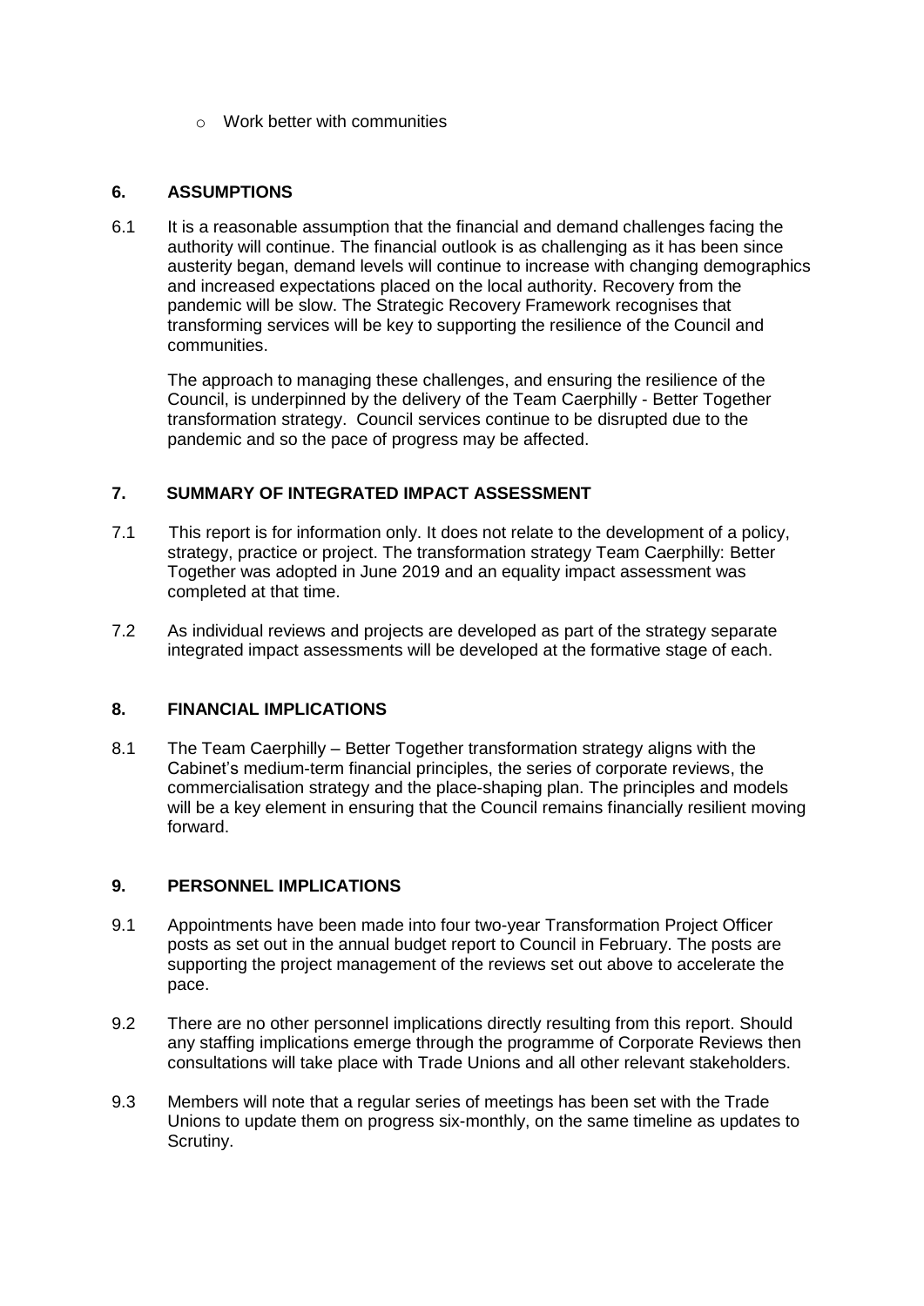- Work better with communities

## 6. ASSUMPTIONS

6.1 It is a reasonable assumption that the financial and demand challenges facing the authority will continue. The financial outlook is as challenging as it has been since austerity began, demand levels will continue to increase with changing demographics and increased expectations placed on the local authority. Recovery from the pandemic will be slow. The Strategic Recovery Framework recognises that transforming services will be key to supporting the resilience of the Council and communities.

The approach to managing these challenges, and ensuring the resilience of the Council, is underpinned by the delivery of the Team Caerphilly - Better Together transformation strategy. Council services continue to be disrupted due to the pandemic and so the pace of progress may be affected.

## 7. SUMMARY OF INTEGRATED IMPACT ASSESSMENT

7.1 This report is for information only. It does not relate to the development of a policy, strategy, practice or project. The transformation strategy Team Caerphilly: Better Together was adopted in June 2019 and an equality impact assessment was completed at that time.

7.2 As individual reviews and projects are developed as part of the strategy separate integrated impact assessments will be developed at the formative stage of each.

## 8. FINANCIAL IMPLICATIONS

8.1 The Team Caerphilly – Better Together transformation strategy aligns with the Cabinet's medium-term financial principles, the series of corporate reviews, the commercialisation strategy and the place-shaping plan. The principles and models will be a key element in ensuring that the Council remains financially resilient moving forward.

## 9. PERSONNEL IMPLICATIONS

9.1 Appointments have been made into four two-year Transformation Project Officer posts as set out in the annual budget report to Council in February. The posts are supporting the project management of the reviews set out above to accelerate the pace.

9.2 There are no other personnel implications directly resulting from this report. Should any staffing implications emerge through the programme of Corporate Reviews then consultations will take place with Trade Unions and all other relevant stakeholders.

9.3 Members will note that a regular series of meetings has been set with the Trade Unions to update them on progress six-monthly, on the same timeline as updates to Scrutiny.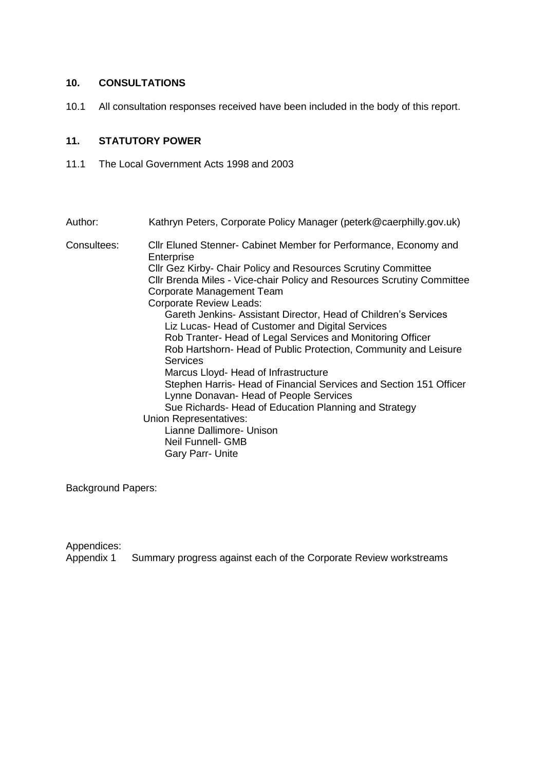## 10. CONSULTATIONS

10.1 All consultation responses received have been included in the body of this report.

## 11. STATUTORY POWER

11.1 The Local Government Acts 1998 and 2003

Author: Kathryn Peters, Corporate Policy Manager (peterk@caerphilly.gov.uk)

Consultees:
Cllr Eluned Stenner- Cabinet Member for Performance, Economy and Enterprise
Cllr Gez Kirby- Chair Policy and Resources Scrutiny Committee
Cllr Brenda Miles - Vice-chair Policy and Resources Scrutiny Committee
Corporate Management Team
Corporate Review Leads:
- Gareth Jenkins- Assistant Director, Head of Children's Services
- Liz Lucas- Head of Customer and Digital Services
- Rob Tranter- Head of Legal Services and Monitoring Officer
- Rob Hartshorn- Head of Public Protection, Community and Leisure Services
- Marcus Lloyd- Head of Infrastructure
- Stephen Harris- Head of Financial Services and Section 151 Officer
- Lynne Donavan- Head of People Services
- Sue Richards- Head of Education Planning and Strategy

Union Representatives:
- Lianne Dallimore- Unison
- Neil Funnell- GMB
- Gary Parr- Unite

Background Papers:

Appendices:
Appendix 1 Summary progress against each of the Corporate Review workstreams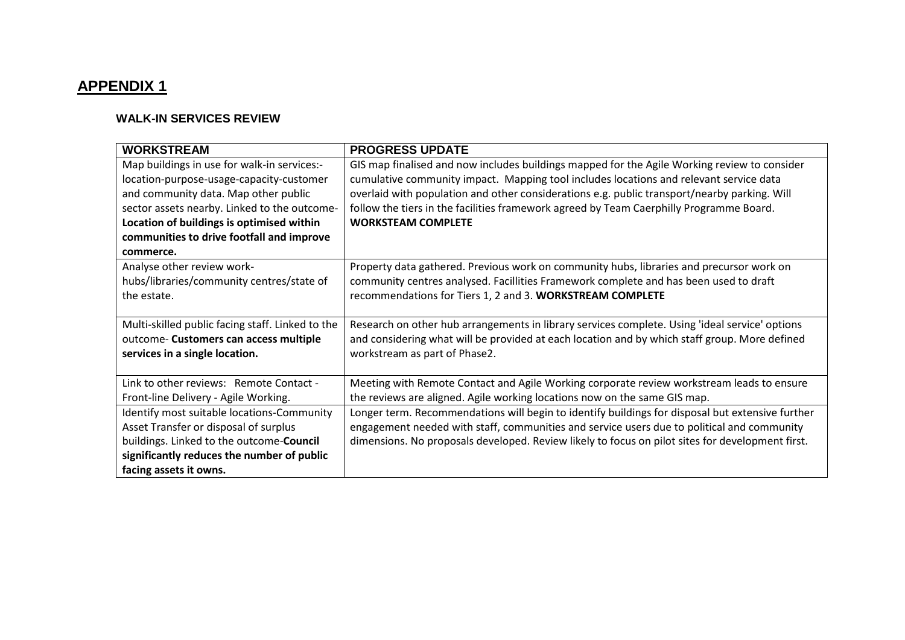# APPENDIX 1

### WALK-IN SERVICES REVIEW

| WORKSTREAM | PROGRESS UPDATE |
|---|---|
| Map buildings in use for walk-in services:- location-purpose-usage-capacity-customer and community data. Map other public sector assets nearby. Linked to the outcome- **Location of buildings is optimised within communities to drive footfall and improve commerce.** | GIS map finalised and now includes buildings mapped for the Agile Working review to consider cumulative community impact. Mapping tool includes locations and relevant service data overlaid with population and other considerations e.g. public transport/nearby parking. Will follow the tiers in the facilities framework agreed by Team Caerphilly Programme Board. **WORKSTEAM COMPLETE** |
| Analyse other review work- hubs/libraries/community centres/state of the estate. | Property data gathered. Previous work on community hubs, libraries and precursor work on community centres analysed. Facillities Framework complete and has been used to draft recommendations for Tiers 1, 2 and 3. **WORKSTREAM COMPLETE** |
| Multi-skilled public facing staff. Linked to the outcome- **Customers can access multiple services in a single location.** | Research on other hub arrangements in library services complete. Using 'ideal service' options and considering what will be provided at each location and by which staff group. More defined workstream as part of Phase2. |
| Link to other reviews: Remote Contact - Front-line Delivery - Agile Working. | Meeting with Remote Contact and Agile Working corporate review workstream leads to ensure the reviews are aligned. Agile working locations now on the same GIS map. |
| Identify most suitable locations-Community Asset Transfer or disposal of surplus buildings. Linked to the outcome-**Council significantly reduces the number of public facing assets it owns.** | Longer term. Recommendations will begin to identify buildings for disposal but extensive further engagement needed with staff, communities and service users due to political and community dimensions. No proposals developed. Review likely to focus on pilot sites for development first. |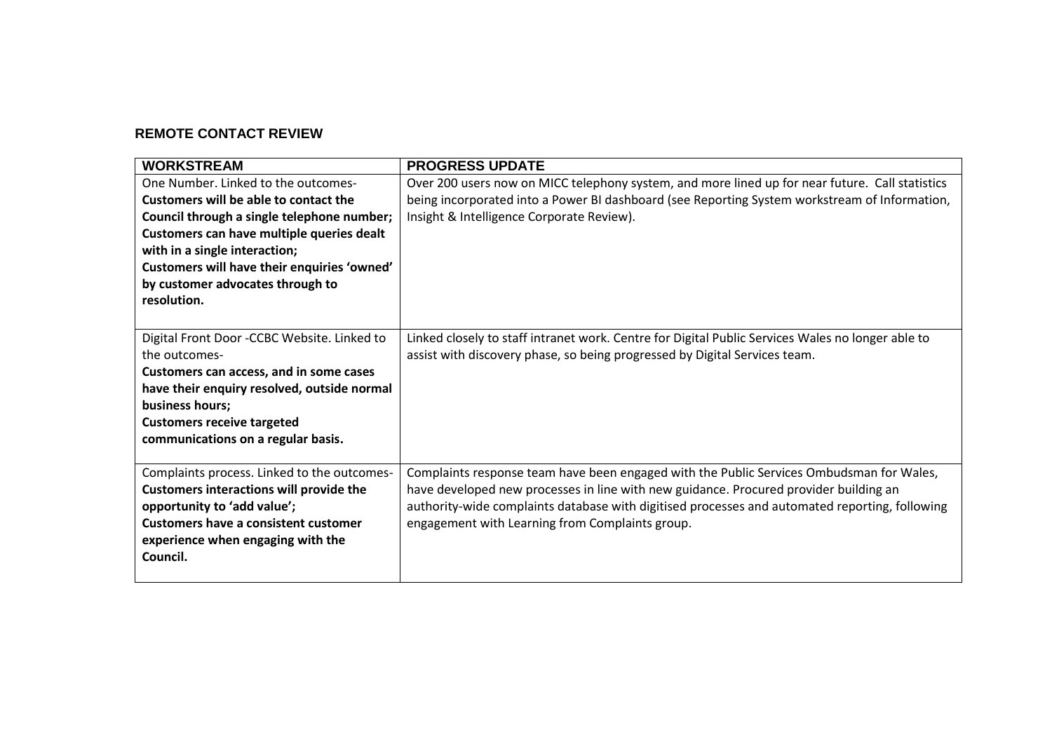## REMOTE CONTACT REVIEW

| WORKSTREAM | PROGRESS UPDATE |
|---|---|
| One Number. Linked to the outcomes- **Customers will be able to contact the Council through a single telephone number; Customers can have multiple queries dealt with in a single interaction; Customers will have their enquiries 'owned' by customer advocates through to resolution.** | Over 200 users now on MICC telephony system, and more lined up for near future. Call statistics being incorporated into a Power BI dashboard (see Reporting System workstream of Information, Insight & Intelligence Corporate Review). |
| Digital Front Door -CCBC Website. Linked to the outcomes- **Customers can access, and in some cases have their enquiry resolved, outside normal business hours; Customers receive targeted communications on a regular basis.** | Linked closely to staff intranet work. Centre for Digital Public Services Wales no longer able to assist with discovery phase, so being progressed by Digital Services team. |
| Complaints process. Linked to the outcomes- **Customers interactions will provide the opportunity to 'add value'; Customers have a consistent customer experience when engaging with the Council.** | Complaints response team have been engaged with the Public Services Ombudsman for Wales, have developed new processes in line with new guidance. Procured provider building an authority-wide complaints database with digitised processes and automated reporting, following engagement with Learning from Complaints group. |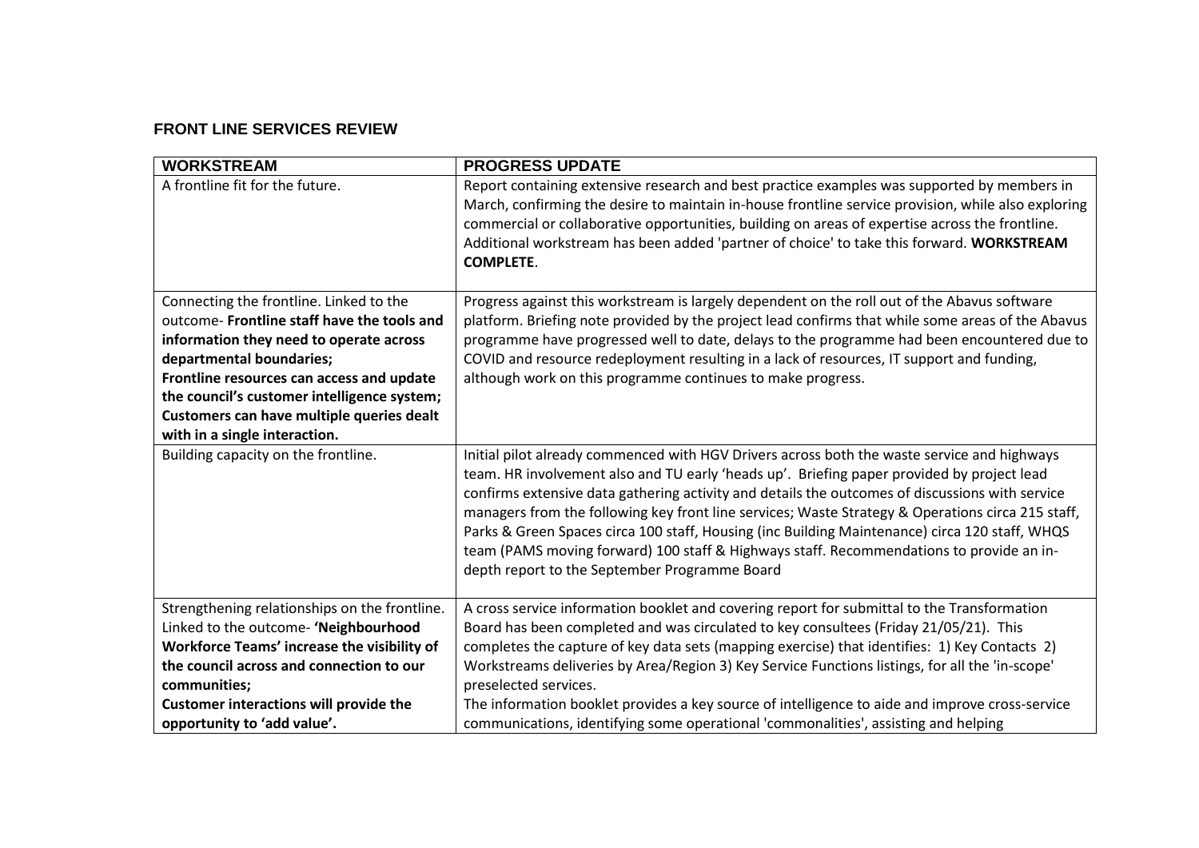## FRONT LINE SERVICES REVIEW

| WORKSTREAM | PROGRESS UPDATE |
|---|---|
| A frontline fit for the future. | Report containing extensive research and best practice examples was supported by members in March, confirming the desire to maintain in-house frontline service provision, while also exploring commercial or collaborative opportunities, building on areas of expertise across the frontline. Additional workstream has been added 'partner of choice' to take this forward. **WORKSTREAM COMPLETE**. |
| Connecting the frontline. Linked to the outcome- **Frontline staff have the tools and information they need to operate across departmental boundaries; Frontline resources can access and update the council's customer intelligence system; Customers can have multiple queries dealt with in a single interaction.** | Progress against this workstream is largely dependent on the roll out of the Abavus software platform. Briefing note provided by the project lead confirms that while some areas of the Abavus programme have progressed well to date, delays to the programme had been encountered due to COVID and resource redeployment resulting in a lack of resources, IT support and funding, although work on this programme continues to make progress. |
| Building capacity on the frontline. | Initial pilot already commenced with HGV Drivers across both the waste service and highways team. HR involvement also and TU early 'heads up'. Briefing paper provided by project lead confirms extensive data gathering activity and details the outcomes of discussions with service managers from the following key front line services; Waste Strategy & Operations circa 215 staff, Parks & Green Spaces circa 100 staff, Housing (inc Building Maintenance) circa 120 staff, WHQS team (PAMS moving forward) 100 staff & Highways staff. Recommendations to provide an in-depth report to the September Programme Board |
| Strengthening relationships on the frontline. Linked to the outcome- **'Neighbourhood Workforce Teams' increase the visibility of the council across and connection to our communities; Customer interactions will provide the opportunity to 'add value'.** | A cross service information booklet and covering report for submittal to the Transformation Board has been completed and was circulated to key consultees (Friday 21/05/21). This completes the capture of key data sets (mapping exercise) that identifies: 1) Key Contacts 2) Workstreams deliveries by Area/Region 3) Key Service Functions listings, for all the 'in-scope' preselected services.<br>The information booklet provides a key source of intelligence to aide and improve cross-service communications, identifying some operational 'commonalities', assisting and helping |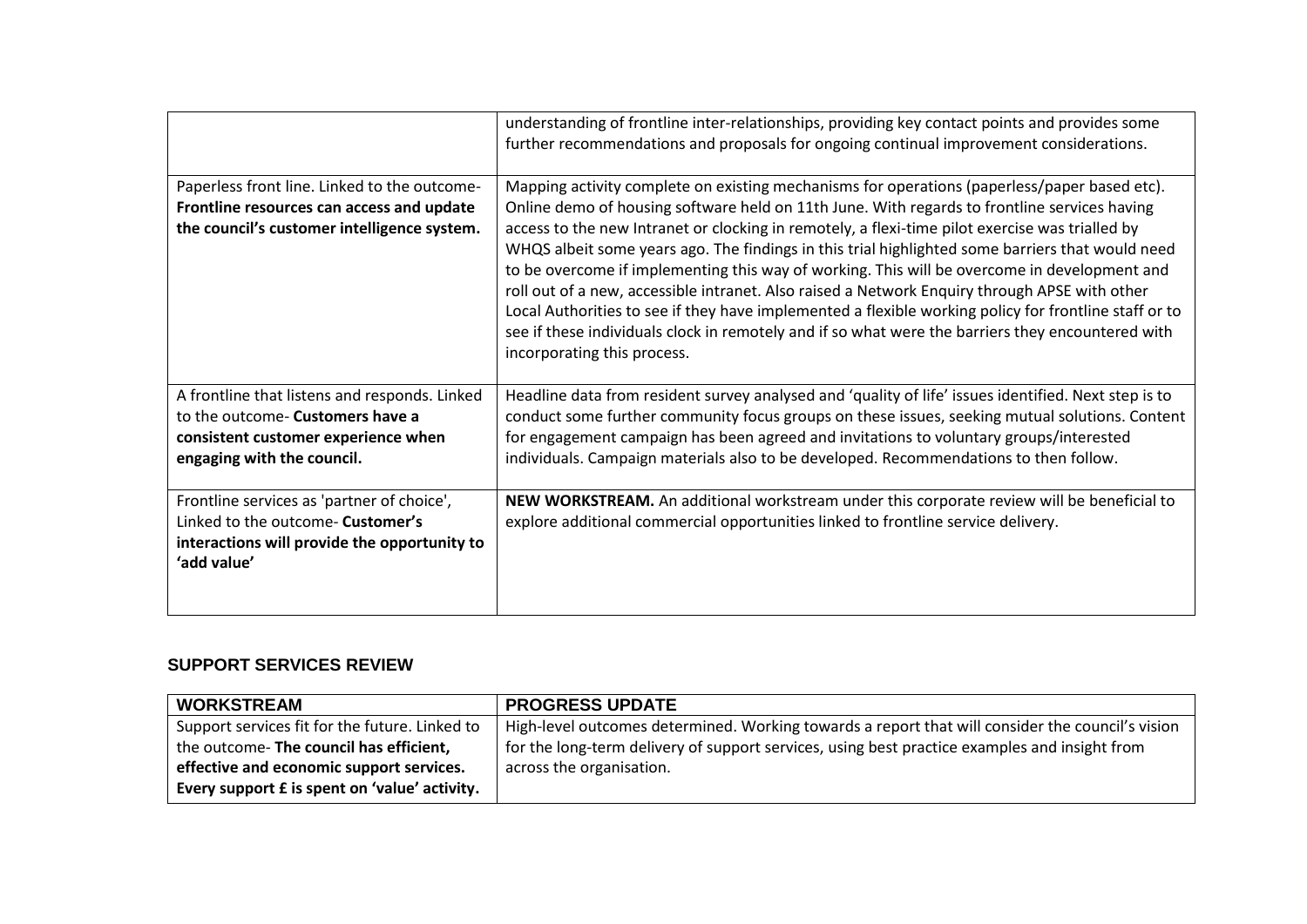| | |
|---|---|
| | understanding of frontline inter-relationships, providing key contact points and provides some further recommendations and proposals for ongoing continual improvement considerations. |
| Paperless front line. Linked to the outcome- **Frontline resources can access and update the council's customer intelligence system.** | Mapping activity complete on existing mechanisms for operations (paperless/paper based etc). Online demo of housing software held on 11th June. With regards to frontline services having access to the new Intranet or clocking in remotely, a flexi-time pilot exercise was trialled by WHQS albeit some years ago. The findings in this trial highlighted some barriers that would need to be overcome if implementing this way of working. This will be overcome in development and roll out of a new, accessible intranet. Also raised a Network Enquiry through APSE with other Local Authorities to see if they have implemented a flexible working policy for frontline staff or to see if these individuals clock in remotely and if so what were the barriers they encountered with incorporating this process. |
| A frontline that listens and responds. Linked to the outcome- **Customers have a consistent customer experience when engaging with the council.** | Headline data from resident survey analysed and 'quality of life' issues identified. Next step is to conduct some further community focus groups on these issues, seeking mutual solutions. Content for engagement campaign has been agreed and invitations to voluntary groups/interested individuals. Campaign materials also to be developed. Recommendations to then follow. |
| Frontline services as 'partner of choice', Linked to the outcome- **Customer's interactions will provide the opportunity to 'add value'** | **NEW WORKSTREAM.** An additional workstream under this corporate review will be beneficial to explore additional commercial opportunities linked to frontline service delivery. |

## SUPPORT SERVICES REVIEW

| WORKSTREAM | PROGRESS UPDATE |
|---|---|
| Support services fit for the future. Linked to the outcome- **The council has efficient, effective and economic support services. Every support £ is spent on 'value' activity.** | High-level outcomes determined. Working towards a report that will consider the council's vision for the long-term delivery of support services, using best practice examples and insight from across the organisation. |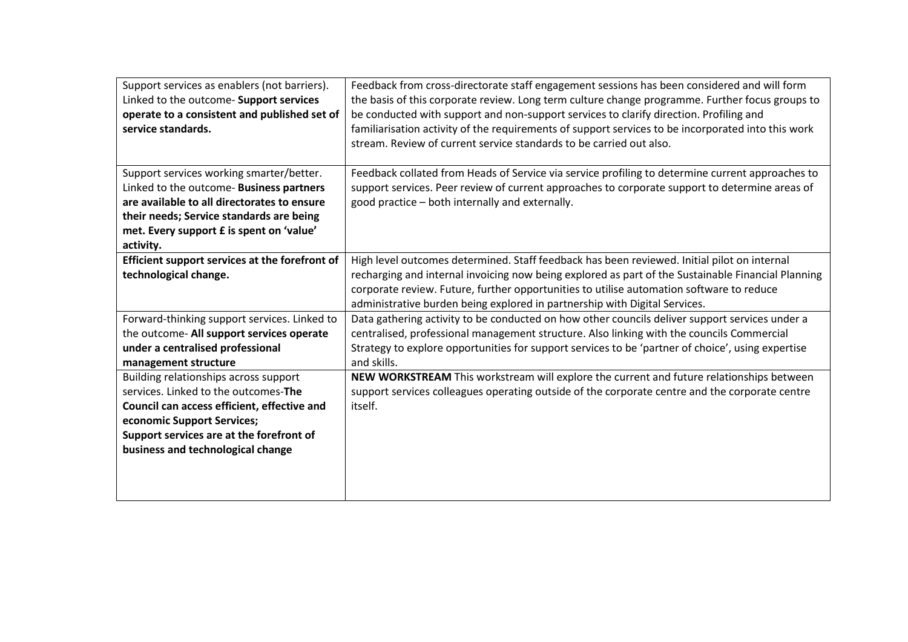| | |
|---|---|
| Support services as enablers (not barriers). Linked to the outcome- **Support services operate to a consistent and published set of service standards.** | Feedback from cross-directorate staff engagement sessions has been considered and will form the basis of this corporate review. Long term culture change programme. Further focus groups to be conducted with support and non-support services to clarify direction. Profiling and familiarisation activity of the requirements of support services to be incorporated into this work stream. Review of current service standards to be carried out also. |
| Support services working smarter/better. Linked to the outcome- **Business partners are available to all directorates to ensure their needs; Service standards are being met. Every support £ is spent on 'value' activity.** | Feedback collated from Heads of Service via service profiling to determine current approaches to support services. Peer review of current approaches to corporate support to determine areas of good practice – both internally and externally. |
| **Efficient support services at the forefront of technological change.** | High level outcomes determined. Staff feedback has been reviewed. Initial pilot on internal recharging and internal invoicing now being explored as part of the Sustainable Financial Planning corporate review. Future, further opportunities to utilise automation software to reduce administrative burden being explored in partnership with Digital Services. |
| Forward-thinking support services. Linked to the outcome- **All support services operate under a centralised professional management structure** | Data gathering activity to be conducted on how other councils deliver support services under a centralised, professional management structure. Also linking with the councils Commercial Strategy to explore opportunities for support services to be 'partner of choice', using expertise and skills. |
| Building relationships across support services. Linked to the outcomes-**The Council can access efficient, effective and economic Support Services; Support services are at the forefront of business and technological change** | **NEW WORKSTREAM** This workstream will explore the current and future relationships between support services colleagues operating outside of the corporate centre and the corporate centre itself. |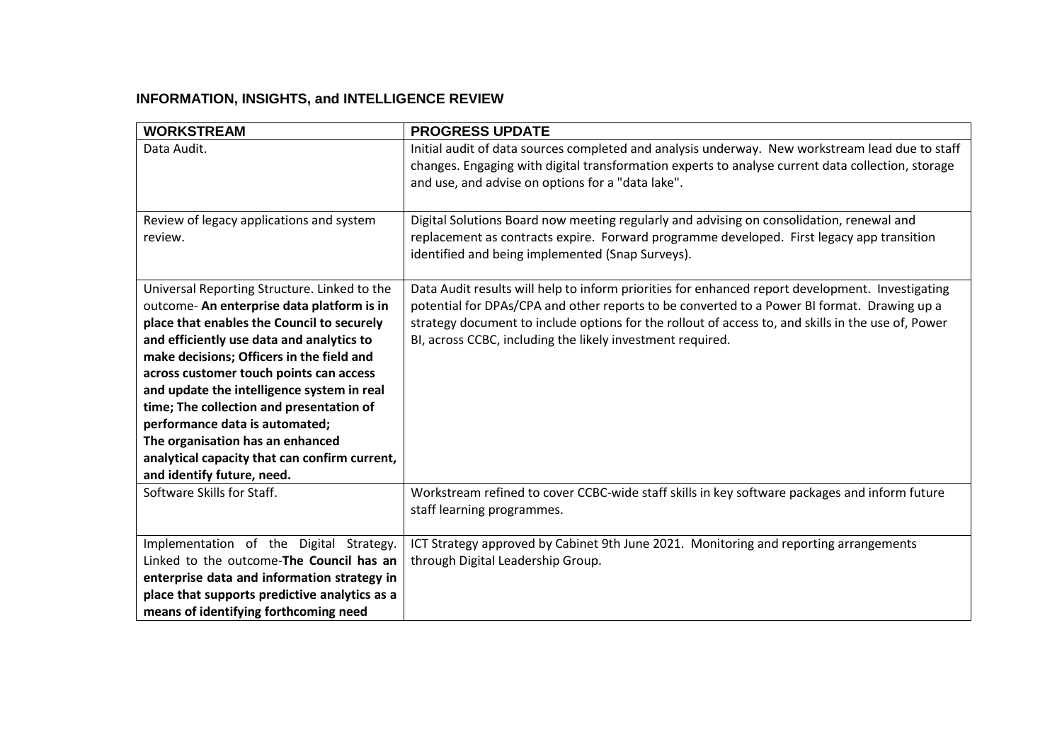## INFORMATION, INSIGHTS, and INTELLIGENCE REVIEW

| WORKSTREAM | PROGRESS UPDATE |
|---|---|
| Data Audit. | Initial audit of data sources completed and analysis underway. New workstream lead due to staff changes. Engaging with digital transformation experts to analyse current data collection, storage and use, and advise on options for a "data lake". |
| Review of legacy applications and system review. | Digital Solutions Board now meeting regularly and advising on consolidation, renewal and replacement as contracts expire. Forward programme developed. First legacy app transition identified and being implemented (Snap Surveys). |
| Universal Reporting Structure. Linked to the outcome- **An enterprise data platform is in place that enables the Council to securely and efficiently use data and analytics to make decisions; Officers in the field and across customer touch points can access and update the intelligence system in real time; The collection and presentation of performance data is automated; The organisation has an enhanced analytical capacity that can confirm current, and identify future, need.** | Data Audit results will help to inform priorities for enhanced report development. Investigating potential for DPAs/CPA and other reports to be converted to a Power BI format. Drawing up a strategy document to include options for the rollout of access to, and skills in the use of, Power BI, across CCBC, including the likely investment required. |
| Software Skills for Staff. | Workstream refined to cover CCBC-wide staff skills in key software packages and inform future staff learning programmes. |
| Implementation of the Digital Strategy. Linked to the outcome-**The Council has an enterprise data and information strategy in place that supports predictive analytics as a means of identifying forthcoming need** | ICT Strategy approved by Cabinet 9th June 2021. Monitoring and reporting arrangements through Digital Leadership Group. |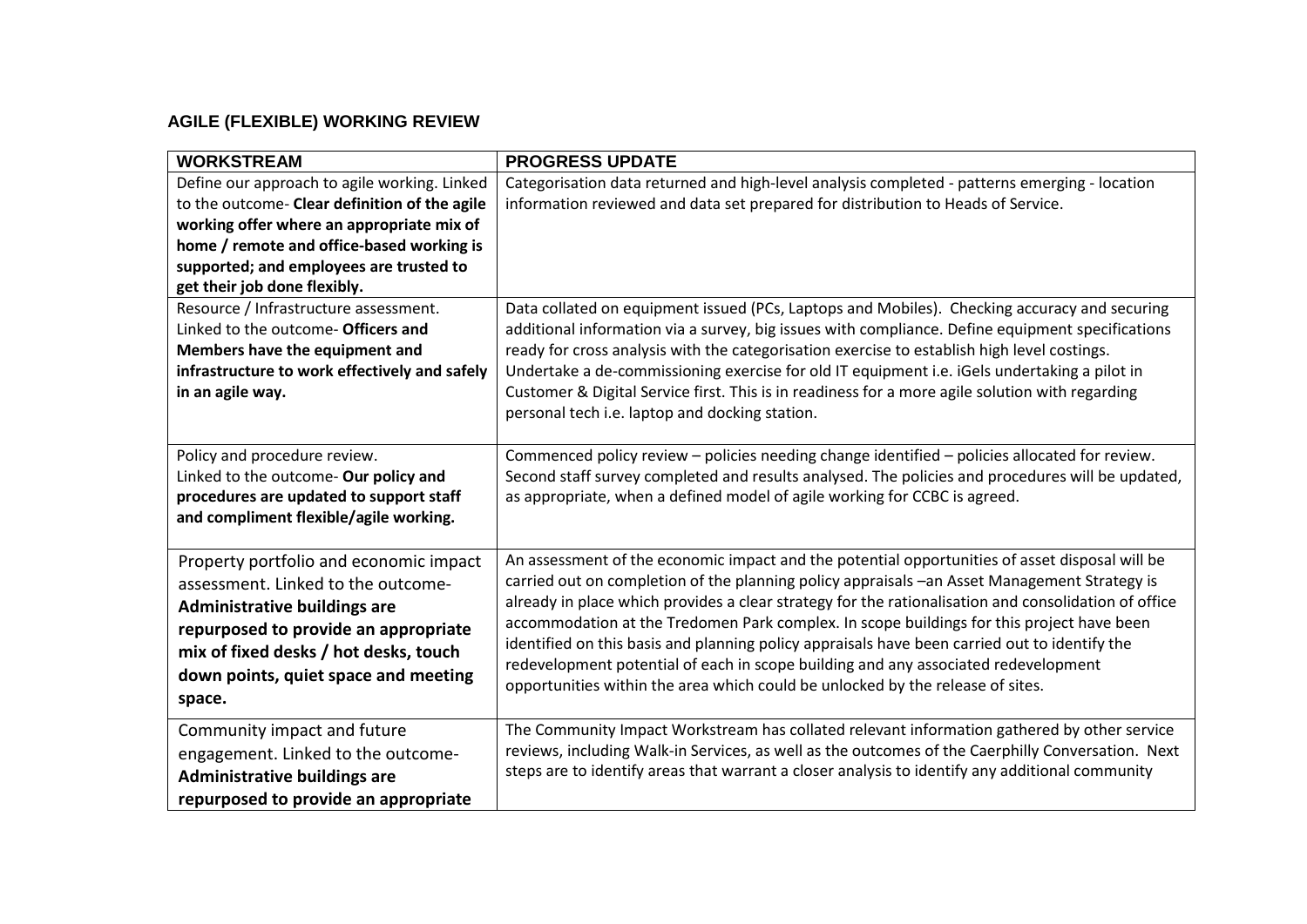## AGILE (FLEXIBLE) WORKING REVIEW

| WORKSTREAM | PROGRESS UPDATE |
|---|---|
| Define our approach to agile working. Linked to the outcome- **Clear definition of the agile working offer where an appropriate mix of home / remote and office-based working is supported; and employees are trusted to get their job done flexibly.** | Categorisation data returned and high-level analysis completed - patterns emerging - location information reviewed and data set prepared for distribution to Heads of Service. |
| Resource / Infrastructure assessment. Linked to the outcome- **Officers and Members have the equipment and infrastructure to work effectively and safely in an agile way.** | Data collated on equipment issued (PCs, Laptops and Mobiles). Checking accuracy and securing additional information via a survey, big issues with compliance. Define equipment specifications ready for cross analysis with the categorisation exercise to establish high level costings. Undertake a de-commissioning exercise for old IT equipment i.e. iGels undertaking a pilot in Customer & Digital Service first. This is in readiness for a more agile solution with regarding personal tech i.e. laptop and docking station. |
| Policy and procedure review. Linked to the outcome- **Our policy and procedures are updated to support staff and compliment flexible/agile working.** | Commenced policy review – policies needing change identified – policies allocated for review. Second staff survey completed and results analysed. The policies and procedures will be updated, as appropriate, when a defined model of agile working for CCBC is agreed. |
| Property portfolio and economic impact assessment. Linked to the outcome- **Administrative buildings are repurposed to provide an appropriate mix of fixed desks / hot desks, touch down points, quiet space and meeting space.** | An assessment of the economic impact and the potential opportunities of asset disposal will be carried out on completion of the planning policy appraisals –an Asset Management Strategy is already in place which provides a clear strategy for the rationalisation and consolidation of office accommodation at the Tredomen Park complex. In scope buildings for this project have been identified on this basis and planning policy appraisals have been carried out to identify the redevelopment potential of each in scope building and any associated redevelopment opportunities within the area which could be unlocked by the release of sites. |
| Community impact and future engagement. Linked to the outcome- **Administrative buildings are repurposed to provide an appropriate** | The Community Impact Workstream has collated relevant information gathered by other service reviews, including Walk-in Services, as well as the outcomes of the Caerphilly Conversation. Next steps are to identify areas that warrant a closer analysis to identify any additional community |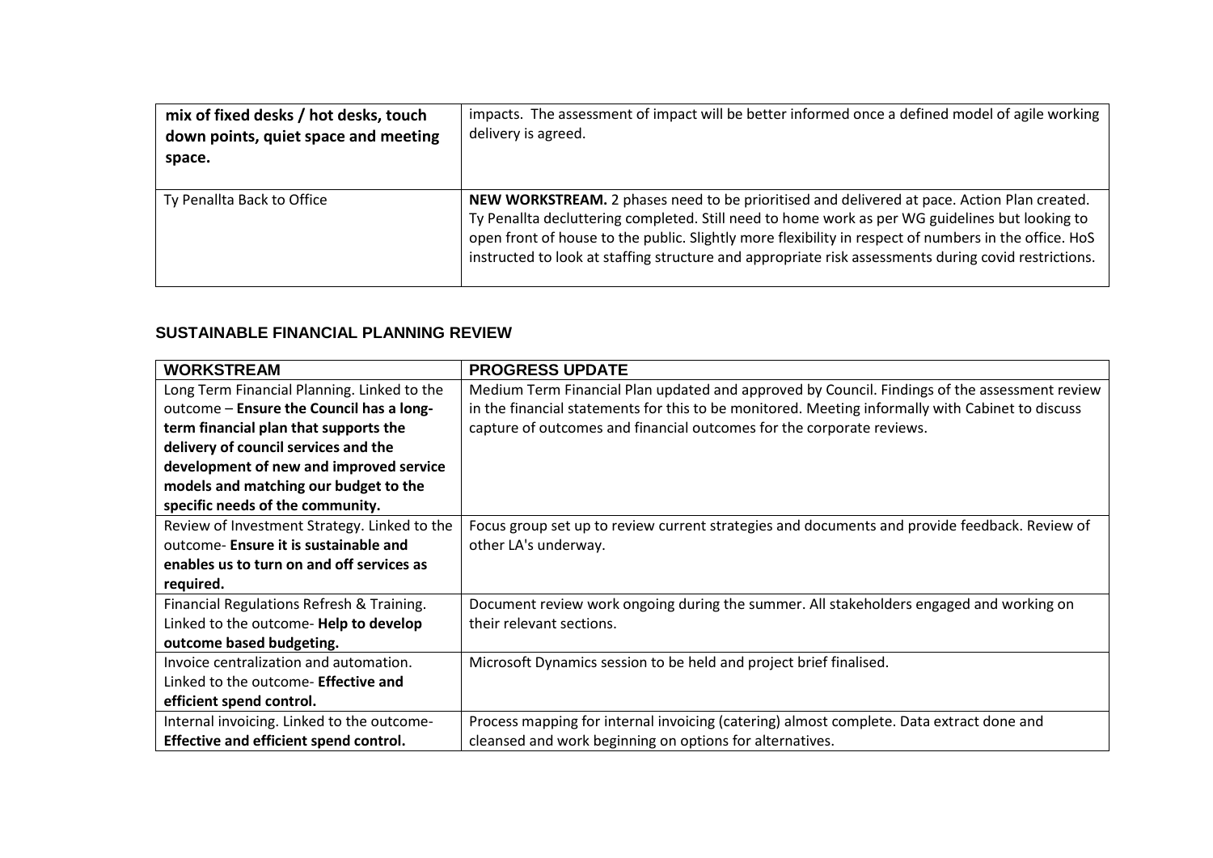| | |
|---|---|
| **mix of fixed desks / hot desks, touch down points, quiet space and meeting space.** | impacts. The assessment of impact will be better informed once a defined model of agile working delivery is agreed. |
| Ty Penallta Back to Office | **NEW WORKSTREAM.** 2 phases need to be prioritised and delivered at pace. Action Plan created. Ty Penallta decluttering completed. Still need to home work as per WG guidelines but looking to open front of house to the public. Slightly more flexibility in respect of numbers in the office. HoS instructed to look at staffing structure and appropriate risk assessments during covid restrictions. |

## SUSTAINABLE FINANCIAL PLANNING REVIEW

| WORKSTREAM | PROGRESS UPDATE |
|---|---|
| Long Term Financial Planning. Linked to the outcome – **Ensure the Council has a long-term financial plan that supports the delivery of council services and the development of new and improved service models and matching our budget to the specific needs of the community.** | Medium Term Financial Plan updated and approved by Council. Findings of the assessment review in the financial statements for this to be monitored. Meeting informally with Cabinet to discuss capture of outcomes and financial outcomes for the corporate reviews. |
| Review of Investment Strategy. Linked to the outcome- **Ensure it is sustainable and enables us to turn on and off services as required.** | Focus group set up to review current strategies and documents and provide feedback. Review of other LA's underway. |
| Financial Regulations Refresh & Training. Linked to the outcome- **Help to develop outcome based budgeting.** | Document review work ongoing during the summer. All stakeholders engaged and working on their relevant sections. |
| Invoice centralization and automation. Linked to the outcome- **Effective and efficient spend control.** | Microsoft Dynamics session to be held and project brief finalised. |
| Internal invoicing. Linked to the outcome- **Effective and efficient spend control.** | Process mapping for internal invoicing (catering) almost complete. Data extract done and cleansed and work beginning on options for alternatives. |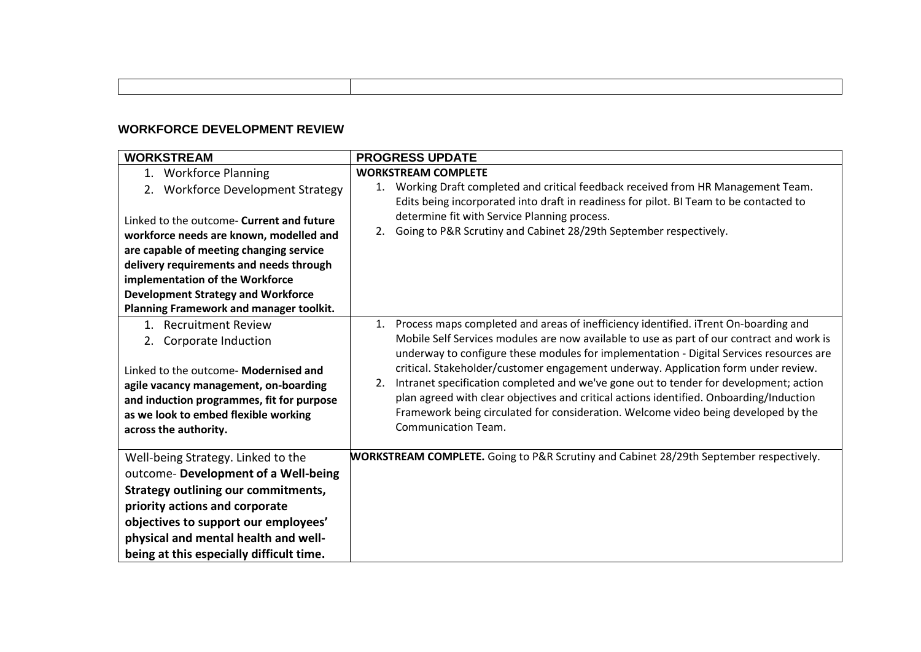| | |
|---|---|
| | |

**WORKFORCE DEVELOPMENT REVIEW**

| WORKSTREAM | PROGRESS UPDATE |
|---|---|
| 1. Workforce Planning<br>2. Workforce Development Strategy<br><br>Linked to the outcome- **Current and future workforce needs are known, modelled and are capable of meeting changing service delivery requirements and needs through implementation of the Workforce Development Strategy and Workforce Planning Framework and manager toolkit.** | **WORKSTREAM COMPLETE**<br>1. Working Draft completed and critical feedback received from HR Management Team. Edits being incorporated into draft in readiness for pilot. BI Team to be contacted to determine fit with Service Planning process.<br>2. Going to P&R Scrutiny and Cabinet 28/29th September respectively. |
| 1. Recruitment Review<br>2. Corporate Induction<br><br>Linked to the outcome- **Modernised and agile vacancy management, on-boarding and induction programmes, fit for purpose as we look to embed flexible working across the authority.** | 1. Process maps completed and areas of inefficiency identified. iTrent On-boarding and Mobile Self Services modules are now available to use as part of our contract and work is underway to configure these modules for implementation - Digital Services resources are critical. Stakeholder/customer engagement underway. Application form under review.<br>2. Intranet specification completed and we've gone out to tender for development; action plan agreed with clear objectives and critical actions identified. Onboarding/Induction Framework being circulated for consideration. Welcome video being developed by the Communication Team. |
| Well-being Strategy. Linked to the outcome- **Development of a Well-being Strategy outlining our commitments, priority actions and corporate objectives to support our employees' physical and mental health and well-being at this especially difficult time.** | **WORKSTREAM COMPLETE.** Going to P&R Scrutiny and Cabinet 28/29th September respectively. |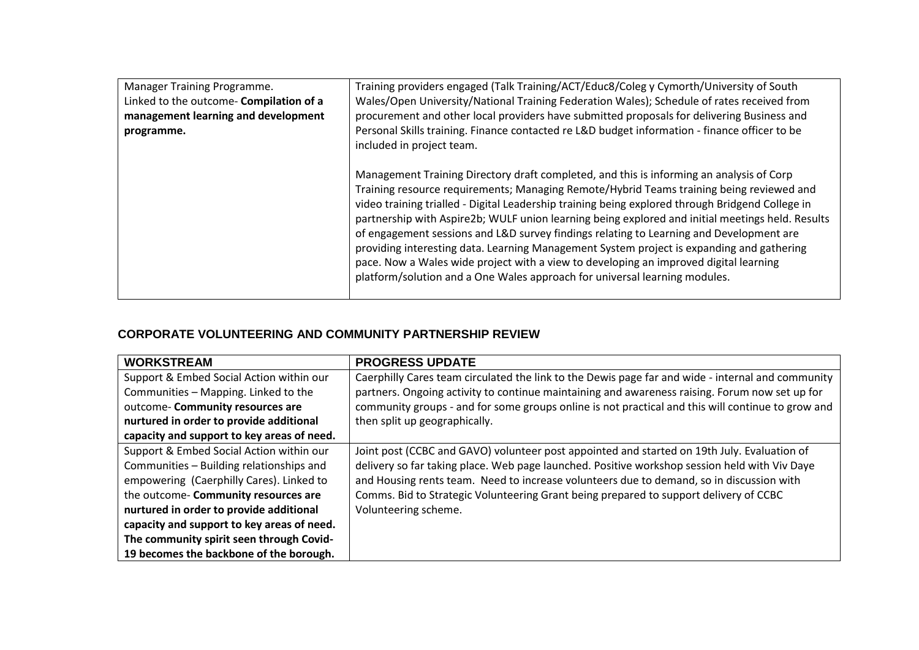| | |
|---|---|
| Manager Training Programme. Linked to the outcome- **Compilation of a management learning and development programme.** | Training providers engaged (Talk Training/ACT/Educ8/Coleg y Cymorth/University of South Wales/Open University/National Training Federation Wales); Schedule of rates received from procurement and other local providers have submitted proposals for delivering Business and Personal Skills training. Finance contacted re L&D budget information - finance officer to be included in project team.<br><br>Management Training Directory draft completed, and this is informing an analysis of Corp Training resource requirements; Managing Remote/Hybrid Teams training being reviewed and video training trialled - Digital Leadership training being explored through Bridgend College in partnership with Aspire2b; WULF union learning being explored and initial meetings held. Results of engagement sessions and L&D survey findings relating to Learning and Development are providing interesting data. Learning Management System project is expanding and gathering pace. Now a Wales wide project with a view to developing an improved digital learning platform/solution and a One Wales approach for universal learning modules. |

## CORPORATE VOLUNTEERING AND COMMUNITY PARTNERSHIP REVIEW

| WORKSTREAM | PROGRESS UPDATE |
|---|---|
| Support & Embed Social Action within our Communities – Mapping. Linked to the outcome- **Community resources are nurtured in order to provide additional capacity and support to key areas of need.** | Caerphilly Cares team circulated the link to the Dewis page far and wide - internal and community partners. Ongoing activity to continue maintaining and awareness raising. Forum now set up for community groups - and for some groups online is not practical and this will continue to grow and then split up geographically. |
| Support & Embed Social Action within our Communities – Building relationships and empowering (Caerphilly Cares). Linked to the outcome- **Community resources are nurtured in order to provide additional capacity and support to key areas of need. The community spirit seen through Covid-19 becomes the backbone of the borough.** | Joint post (CCBC and GAVO) volunteer post appointed and started on 19th July. Evaluation of delivery so far taking place. Web page launched. Positive workshop session held with Viv Daye and Housing rents team. Need to increase volunteers due to demand, so in discussion with Comms. Bid to Strategic Volunteering Grant being prepared to support delivery of CCBC Volunteering scheme. |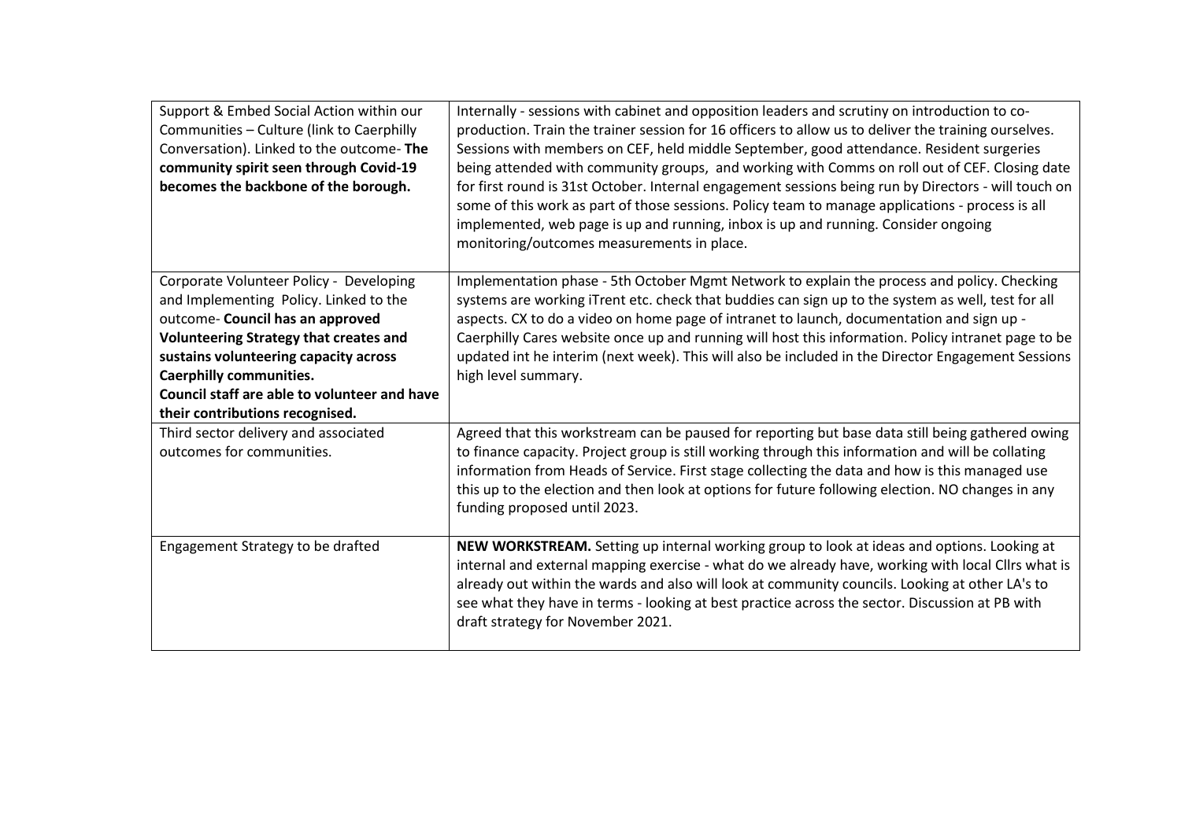| | |
|---|---|
| Support & Embed Social Action within our Communities – Culture (link to Caerphilly Conversation). Linked to the outcome- **The community spirit seen through Covid-19 becomes the backbone of the borough.** | Internally - sessions with cabinet and opposition leaders and scrutiny on introduction to co-production. Train the trainer session for 16 officers to allow us to deliver the training ourselves. Sessions with members on CEF, held middle September, good attendance. Resident surgeries being attended with community groups, and working with Comms on roll out of CEF. Closing date for first round is 31st October. Internal engagement sessions being run by Directors - will touch on some of this work as part of those sessions. Policy team to manage applications - process is all implemented, web page is up and running, inbox is up and running. Consider ongoing monitoring/outcomes measurements in place. |
| Corporate Volunteer Policy - Developing and Implementing Policy. Linked to the outcome- **Council has an approved Volunteering Strategy that creates and sustains volunteering capacity across Caerphilly communities. Council staff are able to volunteer and have their contributions recognised.** | Implementation phase - 5th October Mgmt Network to explain the process and policy. Checking systems are working iTrent etc. check that buddies can sign up to the system as well, test for all aspects. CX to do a video on home page of intranet to launch, documentation and sign up - Caerphilly Cares website once up and running will host this information. Policy intranet page to be updated int he interim (next week). This will also be included in the Director Engagement Sessions high level summary. |
| Third sector delivery and associated outcomes for communities. | Agreed that this workstream can be paused for reporting but base data still being gathered owing to finance capacity. Project group is still working through this information and will be collating information from Heads of Service. First stage collecting the data and how is this managed use this up to the election and then look at options for future following election. NO changes in any funding proposed until 2023. |
| Engagement Strategy to be drafted | **NEW WORKSTREAM.** Setting up internal working group to look at ideas and options. Looking at internal and external mapping exercise - what do we already have, working with local Cllrs what is already out within the wards and also will look at community councils. Looking at other LA's to see what they have in terms - looking at best practice across the sector. Discussion at PB with draft strategy for November 2021. |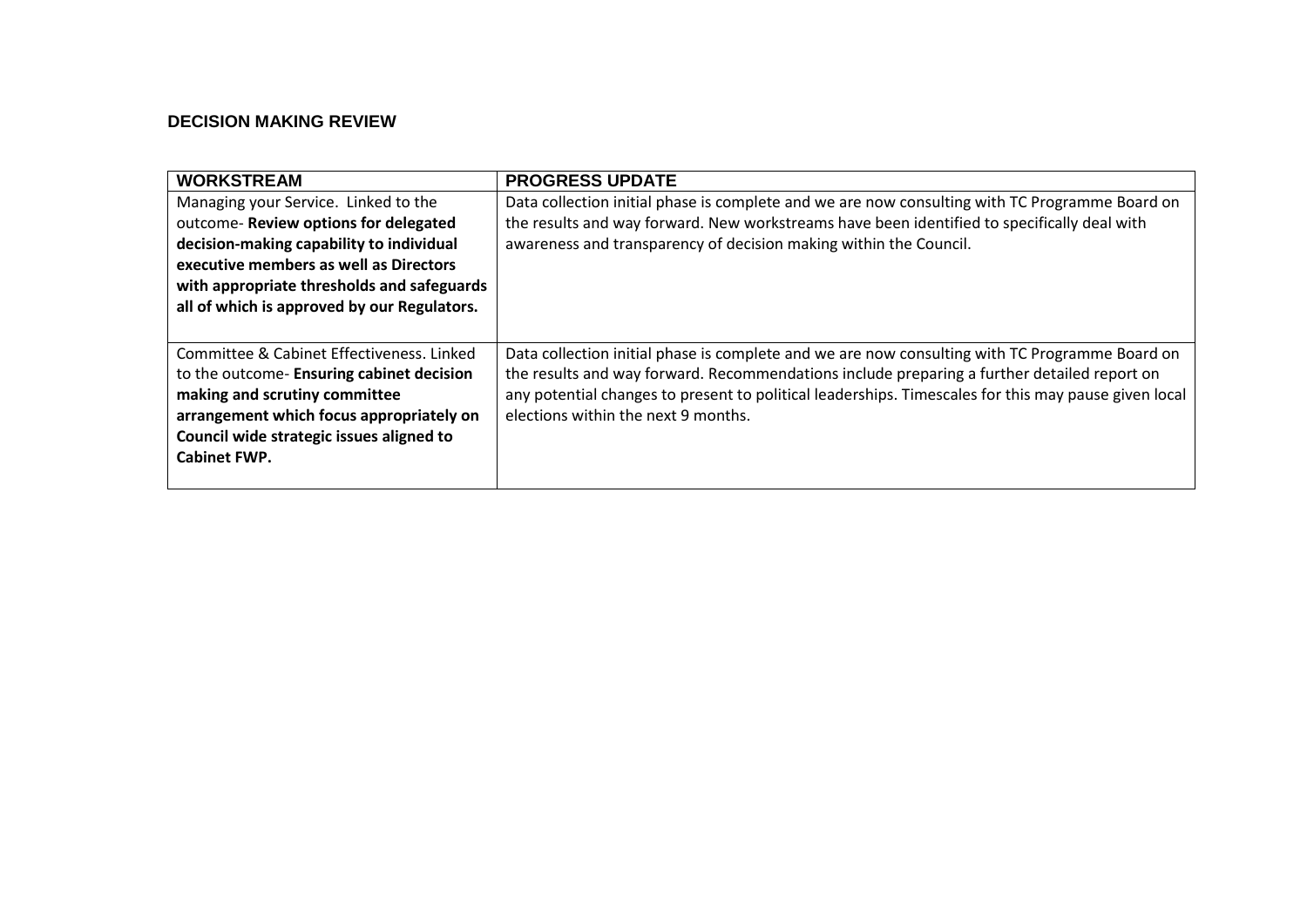## DECISION MAKING REVIEW

| WORKSTREAM | PROGRESS UPDATE |
|---|---|
| Managing your Service. Linked to the outcome- **Review options for delegated decision-making capability to individual executive members as well as Directors with appropriate thresholds and safeguards all of which is approved by our Regulators.** | Data collection initial phase is complete and we are now consulting with TC Programme Board on the results and way forward. New workstreams have been identified to specifically deal with awareness and transparency of decision making within the Council. |
| Committee & Cabinet Effectiveness. Linked to the outcome- **Ensuring cabinet decision making and scrutiny committee arrangement which focus appropriately on Council wide strategic issues aligned to Cabinet FWP.** | Data collection initial phase is complete and we are now consulting with TC Programme Board on the results and way forward. Recommendations include preparing a further detailed report on any potential changes to present to political leaderships. Timescales for this may pause given local elections within the next 9 months. |